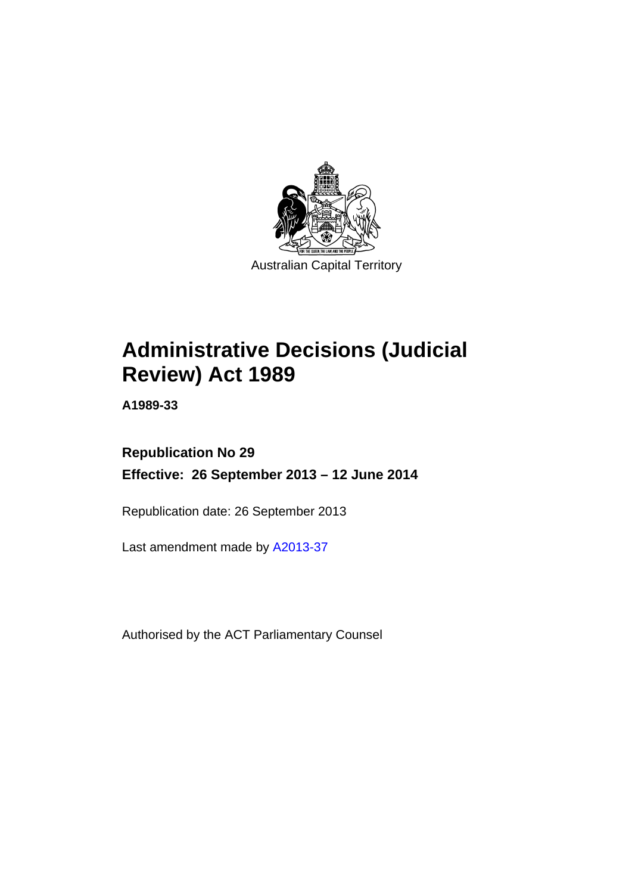Australian Capital Territory

# Administrative Decisions (Judicial Review) Act 1989

**A1989-33**

**Republication No 29**

**Effective: 26 September 2013 – 12 June 2014**

Republication date: 26 September 2013

Last amendment made by A2013-37

Authorised by the ACT Parliamentary Counsel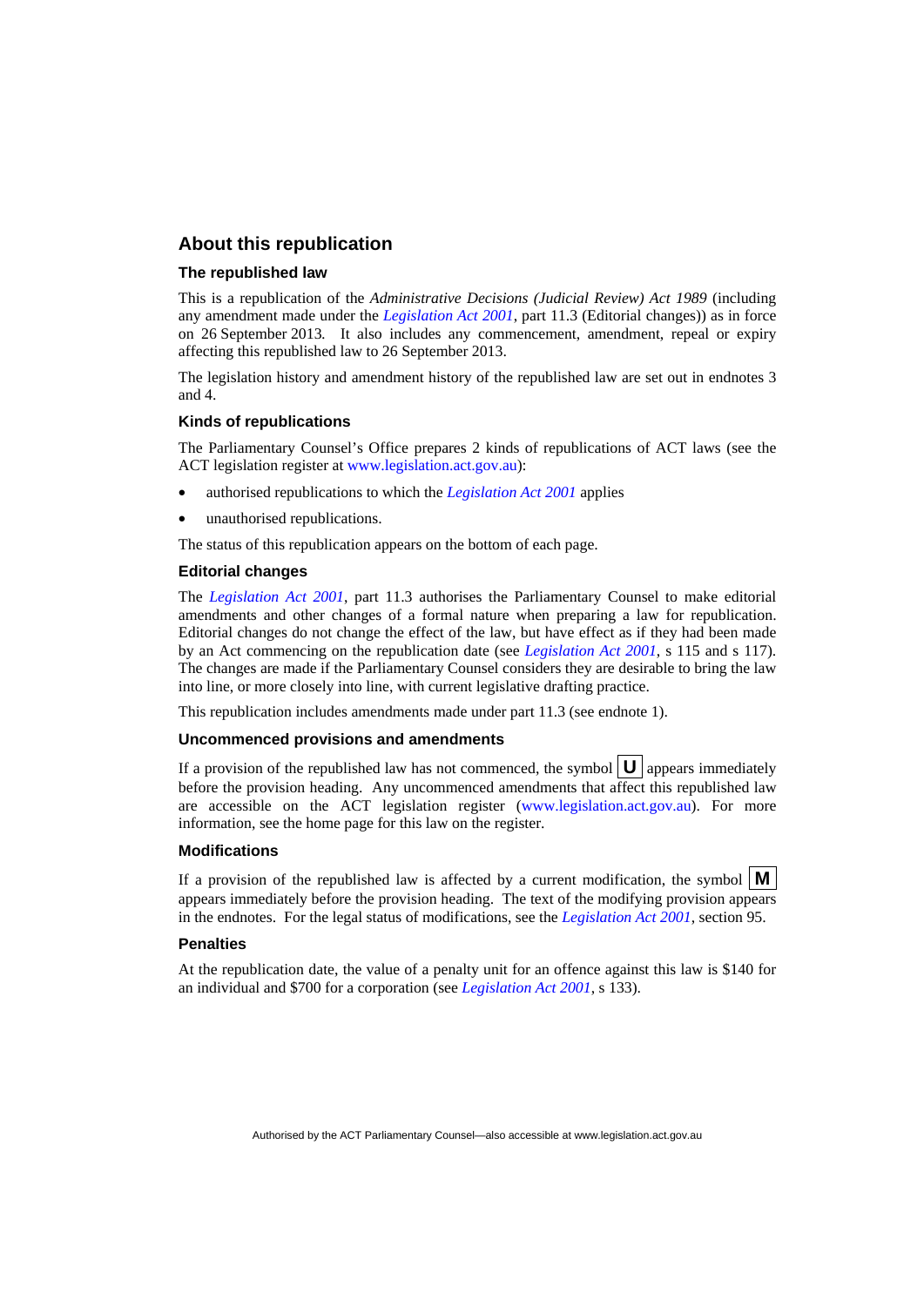## About this republication

### The republished law

This is a republication of the *Administrative Decisions (Judicial Review) Act 1989* (including any amendment made under the *Legislation Act 2001*, part 11.3 (Editorial changes)) as in force on 26 September 2013*.* It also includes any commencement, amendment, repeal or expiry affecting this republished law to 26 September 2013.

The legislation history and amendment history of the republished law are set out in endnotes 3 and 4.

### Kinds of republications

The Parliamentary Counsel's Office prepares 2 kinds of republications of ACT laws (see the ACT legislation register at www.legislation.act.gov.au):

- authorised republications to which the *Legislation Act 2001* applies
- unauthorised republications.

The status of this republication appears on the bottom of each page.

### Editorial changes

The *Legislation Act 2001*, part 11.3 authorises the Parliamentary Counsel to make editorial amendments and other changes of a formal nature when preparing a law for republication. Editorial changes do not change the effect of the law, but have effect as if they had been made by an Act commencing on the republication date (see *Legislation Act 2001*, s 115 and s 117). The changes are made if the Parliamentary Counsel considers they are desirable to bring the law into line, or more closely into line, with current legislative drafting practice.

This republication includes amendments made under part 11.3 (see endnote 1).

### Uncommenced provisions and amendments

If a provision of the republished law has not commenced, the symbol **U** appears immediately before the provision heading. Any uncommenced amendments that affect this republished law are accessible on the ACT legislation register (www.legislation.act.gov.au). For more information, see the home page for this law on the register.

### Modifications

If a provision of the republished law is affected by a current modification, the symbol **M** appears immediately before the provision heading. The text of the modifying provision appears in the endnotes. For the legal status of modifications, see the *Legislation Act 2001*, section 95.

### Penalties

At the republication date, the value of a penalty unit for an offence against this law is $140 for an individual and $700 for a corporation (see *Legislation Act 2001*, s 133).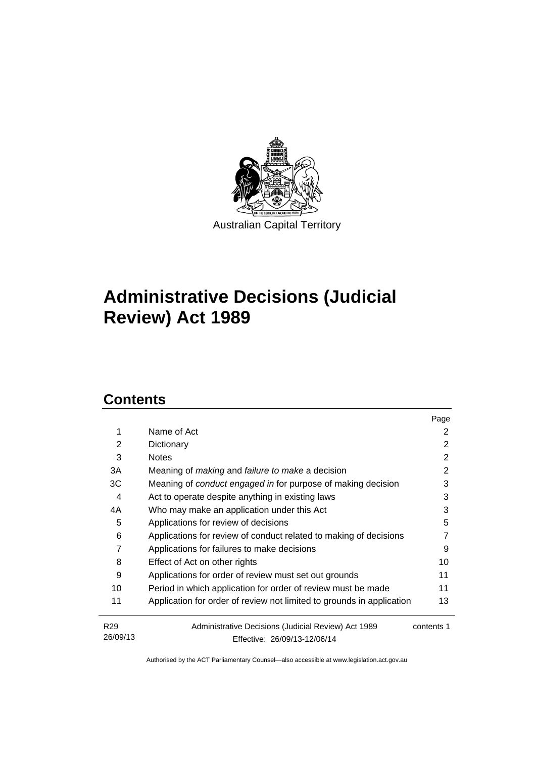Australian Capital Territory

# Administrative Decisions (Judicial Review) Act 1989

## Contents

| | | Page |
|---|---|---|
| 1 | Name of Act | 2 |
| 2 | Dictionary | 2 |
| 3 | Notes | 2 |
| 3A | Meaning of *making* and *failure to make* a decision | 2 |
| 3C | Meaning of *conduct engaged in* for purpose of making decision | 3 |
| 4 | Act to operate despite anything in existing laws | 3 |
| 4A | Who may make an application under this Act | 3 |
| 5 | Applications for review of decisions | 5 |
| 6 | Applications for review of conduct related to making of decisions | 7 |
| 7 | Applications for failures to make decisions | 9 |
| 8 | Effect of Act on other rights | 10 |
| 9 | Applications for order of review must set out grounds | 11 |
| 10 | Period in which application for order of review must be made | 11 |
| 11 | Application for order of review not limited to grounds in application | 13 |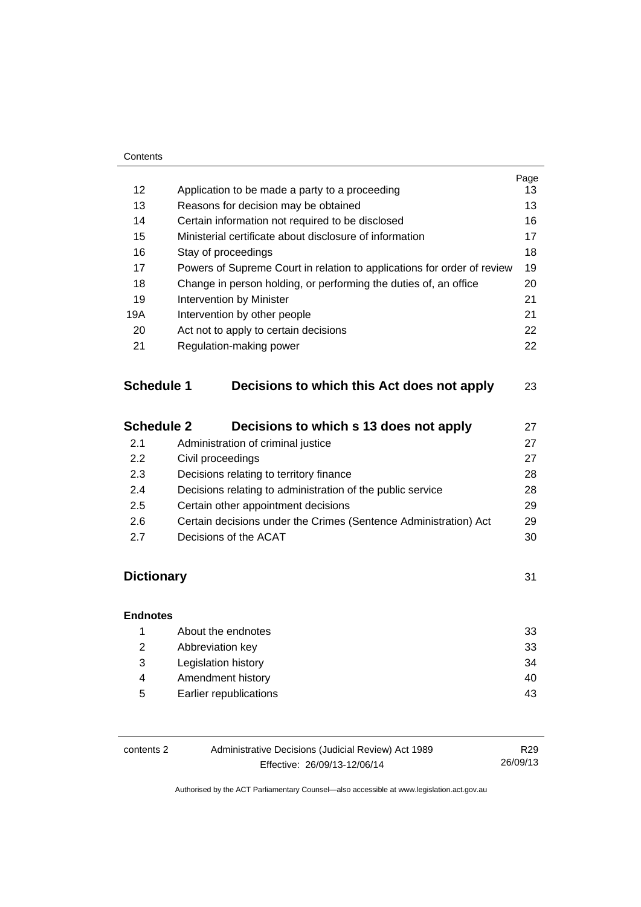| | | Page |
|---|---|---|
| 12 | Application to be made a party to a proceeding | 13 |
| 13 | Reasons for decision may be obtained | 13 |
| 14 | Certain information not required to be disclosed | 16 |
| 15 | Ministerial certificate about disclosure of information | 17 |
| 16 | Stay of proceedings | 18 |
| 17 | Powers of Supreme Court in relation to applications for order of review | 19 |
| 18 | Change in person holding, or performing the duties of, an office | 20 |
| 19 | Intervention by Minister | 21 |
| 19A | Intervention by other people | 21 |
| 20 | Act not to apply to certain decisions | 22 |
| 21 | Regulation-making power | 22 |

| | | |
|---|---|---|
| **Schedule 1** | **Decisions to which this Act does not apply** | 23 |

| | | |
|---|---|---|
| **Schedule 2** | **Decisions to which s 13 does not apply** | 27 |
| 2.1 | Administration of criminal justice | 27 |
| 2.2 | Civil proceedings | 27 |
| 2.3 | Decisions relating to territory finance | 28 |
| 2.4 | Decisions relating to administration of the public service | 28 |
| 2.5 | Certain other appointment decisions | 29 |
| 2.6 | Certain decisions under the Crimes (Sentence Administration) Act | 29 |
| 2.7 | Decisions of the ACAT | 30 |

| | |
|---|---|
| **Dictionary** | 31 |

**Endnotes**

| | | |
|---|---|---|
| 1 | About the endnotes | 33 |
| 2 | Abbreviation key | 33 |
| 3 | Legislation history | 34 |
| 4 | Amendment history | 40 |
| 5 | Earlier republications | 43 |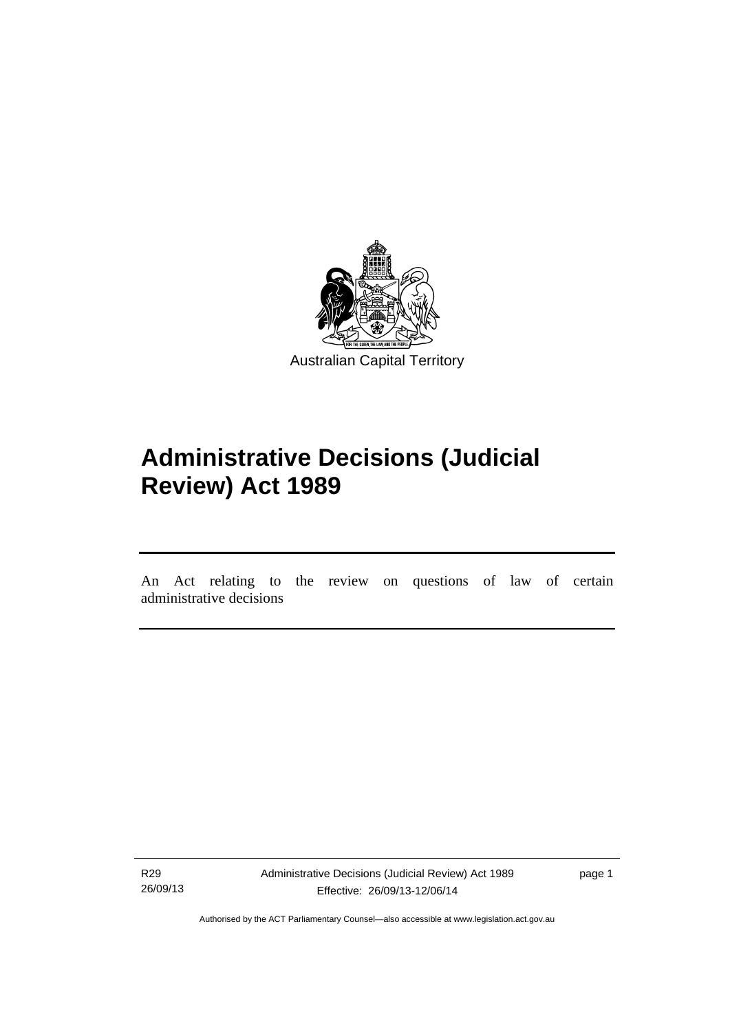Australian Capital Territory

# Administrative Decisions (Judicial Review) Act 1989

An Act relating to the review on questions of law of certain administrative decisions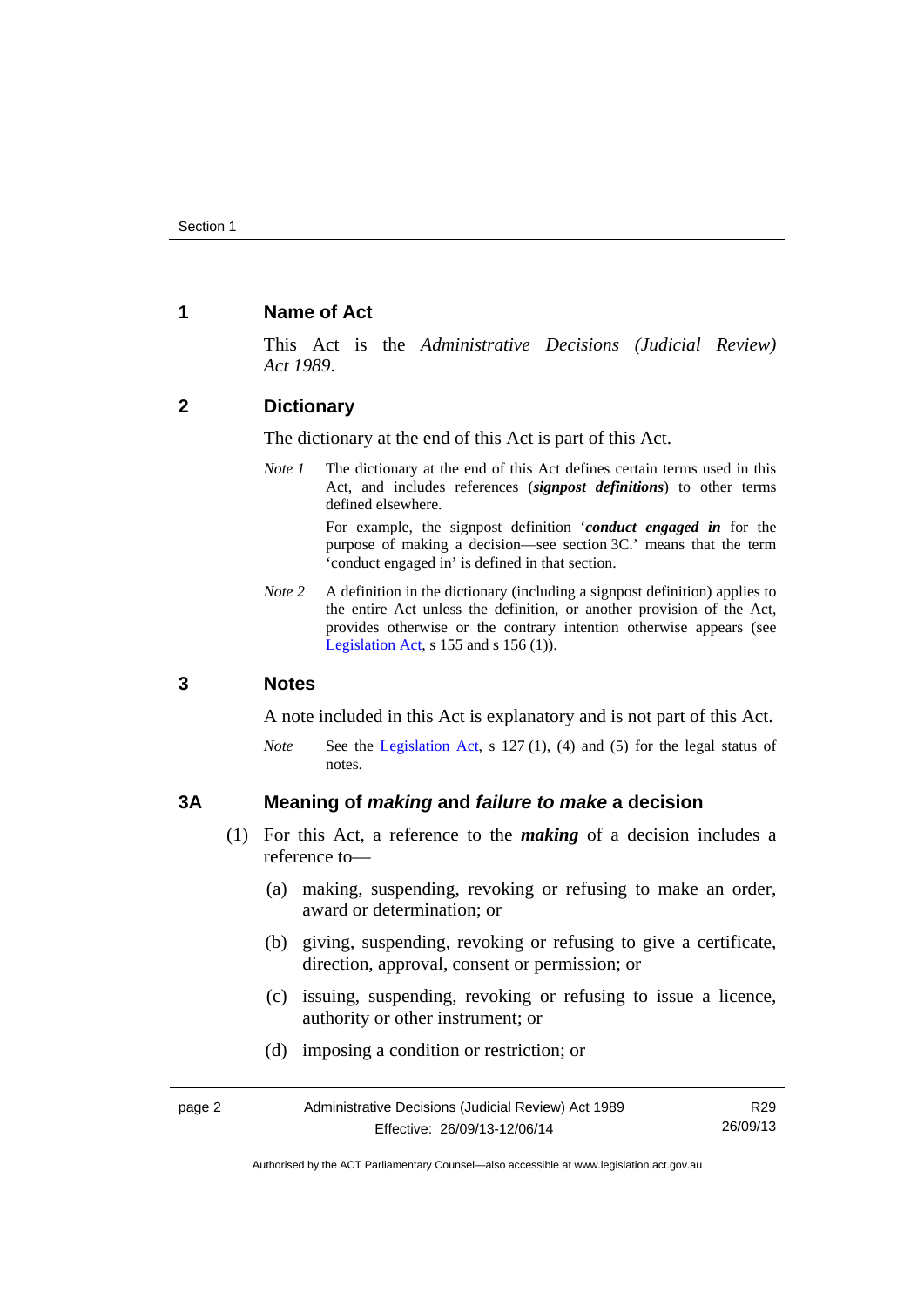## 1 Name of Act

This Act is the *Administrative Decisions (Judicial Review) Act 1989*.

## 2 Dictionary

The dictionary at the end of this Act is part of this Act.

*Note 1* The dictionary at the end of this Act defines certain terms used in this Act, and includes references (***signpost definitions***) to other terms defined elsewhere.

For example, the signpost definition '***conduct engaged in*** for the purpose of making a decision—see section 3C.' means that the term 'conduct engaged in' is defined in that section.

*Note 2* A definition in the dictionary (including a signpost definition) applies to the entire Act unless the definition, or another provision of the Act, provides otherwise or the contrary intention otherwise appears (see Legislation Act, s 155 and s 156 (1)).

## 3 Notes

A note included in this Act is explanatory and is not part of this Act.

*Note* See the Legislation Act, s 127 (1), (4) and (5) for the legal status of notes.

## 3A Meaning of *making* and *failure to make* a decision

(1) For this Act, a reference to the ***making*** of a decision includes a reference to—

(a) making, suspending, revoking or refusing to make an order, award or determination; or

(b) giving, suspending, revoking or refusing to give a certificate, direction, approval, consent or permission; or

(c) issuing, suspending, revoking or refusing to issue a licence, authority or other instrument; or

(d) imposing a condition or restriction; or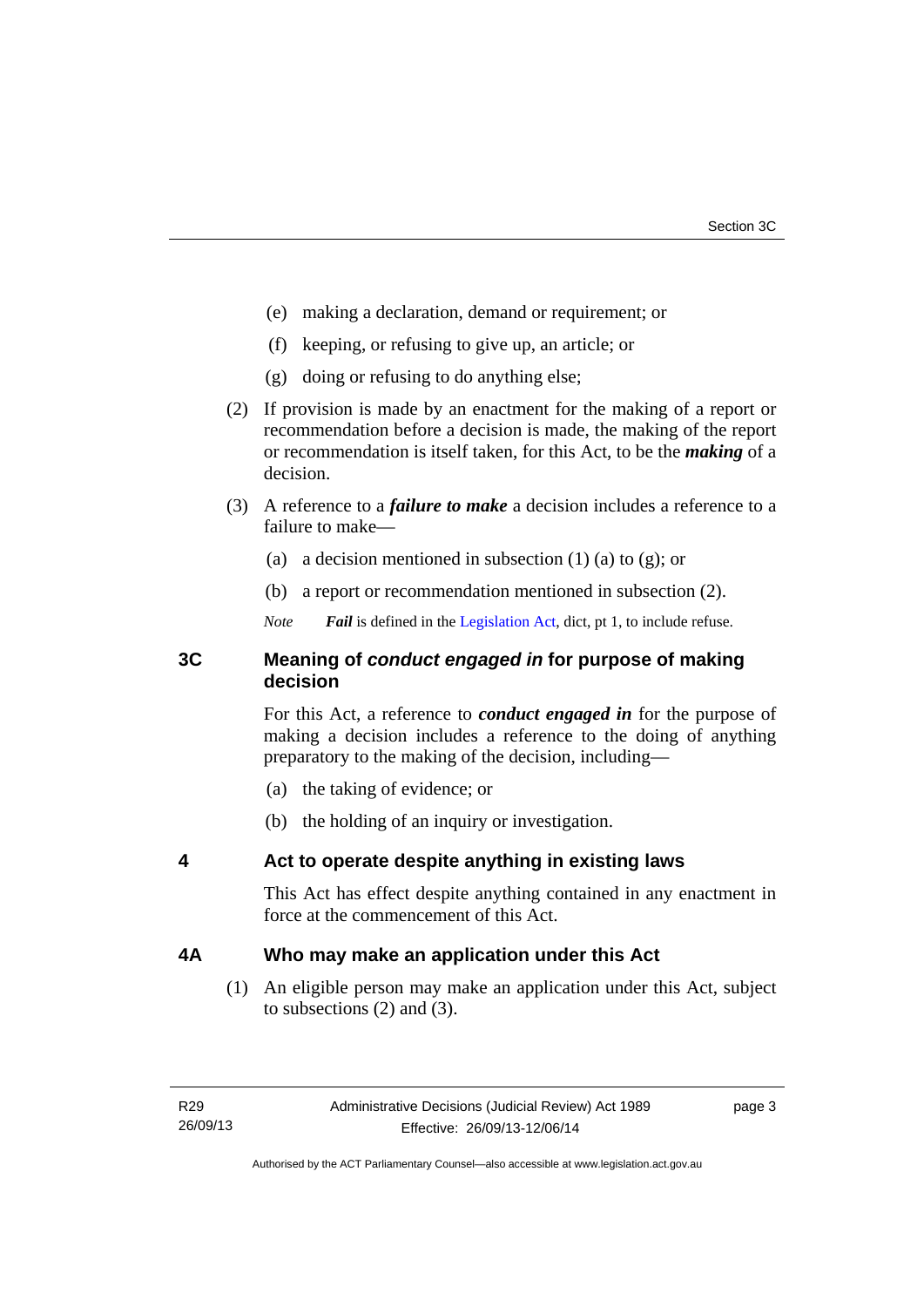(e) making a declaration, demand or requirement; or

(f) keeping, or refusing to give up, an article; or

(g) doing or refusing to do anything else;

(2) If provision is made by an enactment for the making of a report or recommendation before a decision is made, the making of the report or recommendation is itself taken, for this Act, to be the ***making*** of a decision.

(3) A reference to a ***failure to make*** a decision includes a reference to a failure to make—

(a) a decision mentioned in subsection (1) (a) to (g); or

(b) a report or recommendation mentioned in subsection (2).

*Note* ***Fail*** is defined in the Legislation Act, dict, pt 1, to include refuse.

## 3C Meaning of *conduct engaged in* for purpose of making decision

For this Act, a reference to ***conduct engaged in*** for the purpose of making a decision includes a reference to the doing of anything preparatory to the making of the decision, including—

(a) the taking of evidence; or

(b) the holding of an inquiry or investigation.

## 4 Act to operate despite anything in existing laws

This Act has effect despite anything contained in any enactment in force at the commencement of this Act.

## 4A Who may make an application under this Act

(1) An eligible person may make an application under this Act, subject to subsections (2) and (3).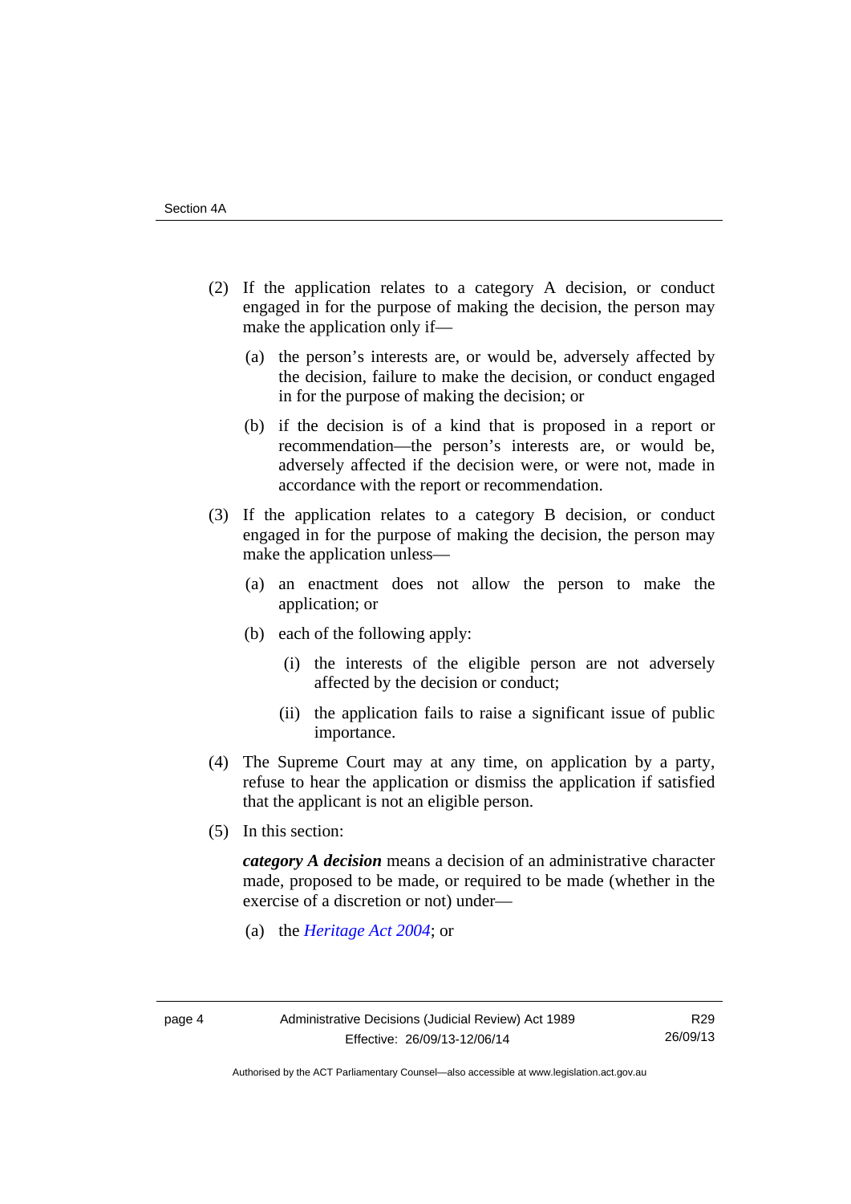(2) If the application relates to a category A decision, or conduct engaged in for the purpose of making the decision, the person may make the application only if—

  (a) the person's interests are, or would be, adversely affected by the decision, failure to make the decision, or conduct engaged in for the purpose of making the decision; or

  (b) if the decision is of a kind that is proposed in a report or recommendation—the person's interests are, or would be, adversely affected if the decision were, or were not, made in accordance with the report or recommendation.

(3) If the application relates to a category B decision, or conduct engaged in for the purpose of making the decision, the person may make the application unless—

  (a) an enactment does not allow the person to make the application; or

  (b) each of the following apply:

    (i) the interests of the eligible person are not adversely affected by the decision or conduct;

    (ii) the application fails to raise a significant issue of public importance.

(4) The Supreme Court may at any time, on application by a party, refuse to hear the application or dismiss the application if satisfied that the applicant is not an eligible person.

(5) In this section:

  ***category A decision*** means a decision of an administrative character made, proposed to be made, or required to be made (whether in the exercise of a discretion or not) under—

  (a) the *Heritage Act 2004*; or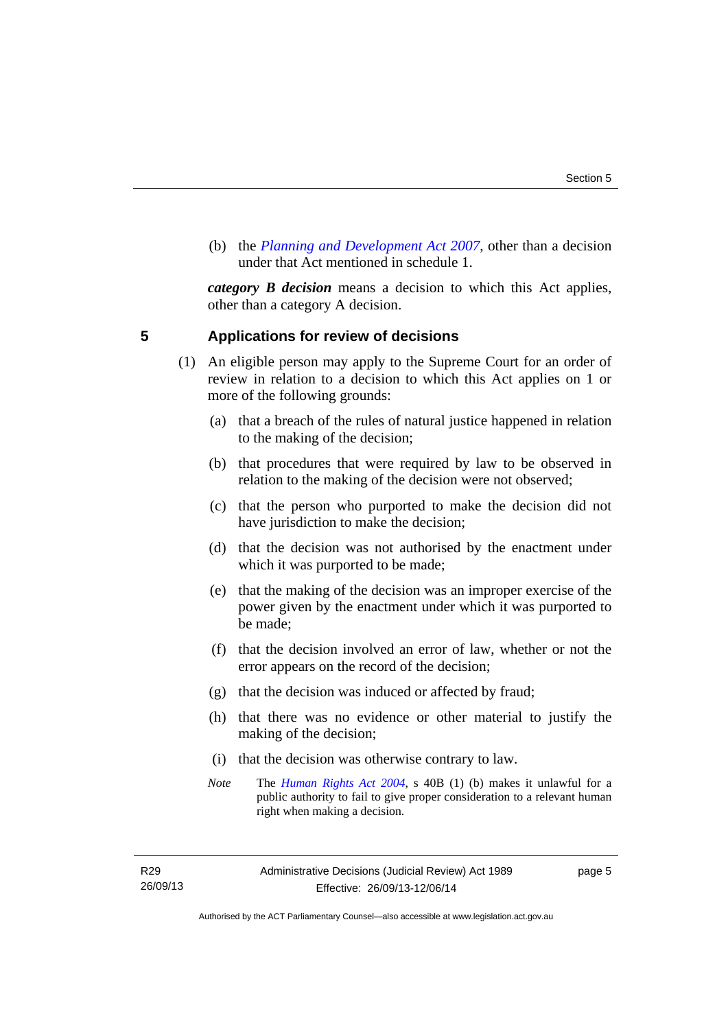(b) the *Planning and Development Act 2007*, other than a decision under that Act mentioned in schedule 1.

***category B decision*** means a decision to which this Act applies, other than a category A decision.

## 5 Applications for review of decisions

(1) An eligible person may apply to the Supreme Court for an order of review in relation to a decision to which this Act applies on 1 or more of the following grounds:

(a) that a breach of the rules of natural justice happened in relation to the making of the decision;

(b) that procedures that were required by law to be observed in relation to the making of the decision were not observed;

(c) that the person who purported to make the decision did not have jurisdiction to make the decision;

(d) that the decision was not authorised by the enactment under which it was purported to be made;

(e) that the making of the decision was an improper exercise of the power given by the enactment under which it was purported to be made;

(f) that the decision involved an error of law, whether or not the error appears on the record of the decision;

(g) that the decision was induced or affected by fraud;

(h) that there was no evidence or other material to justify the making of the decision;

(i) that the decision was otherwise contrary to law.

*Note* The *Human Rights Act 2004*, s 40B (1) (b) makes it unlawful for a public authority to fail to give proper consideration to a relevant human right when making a decision.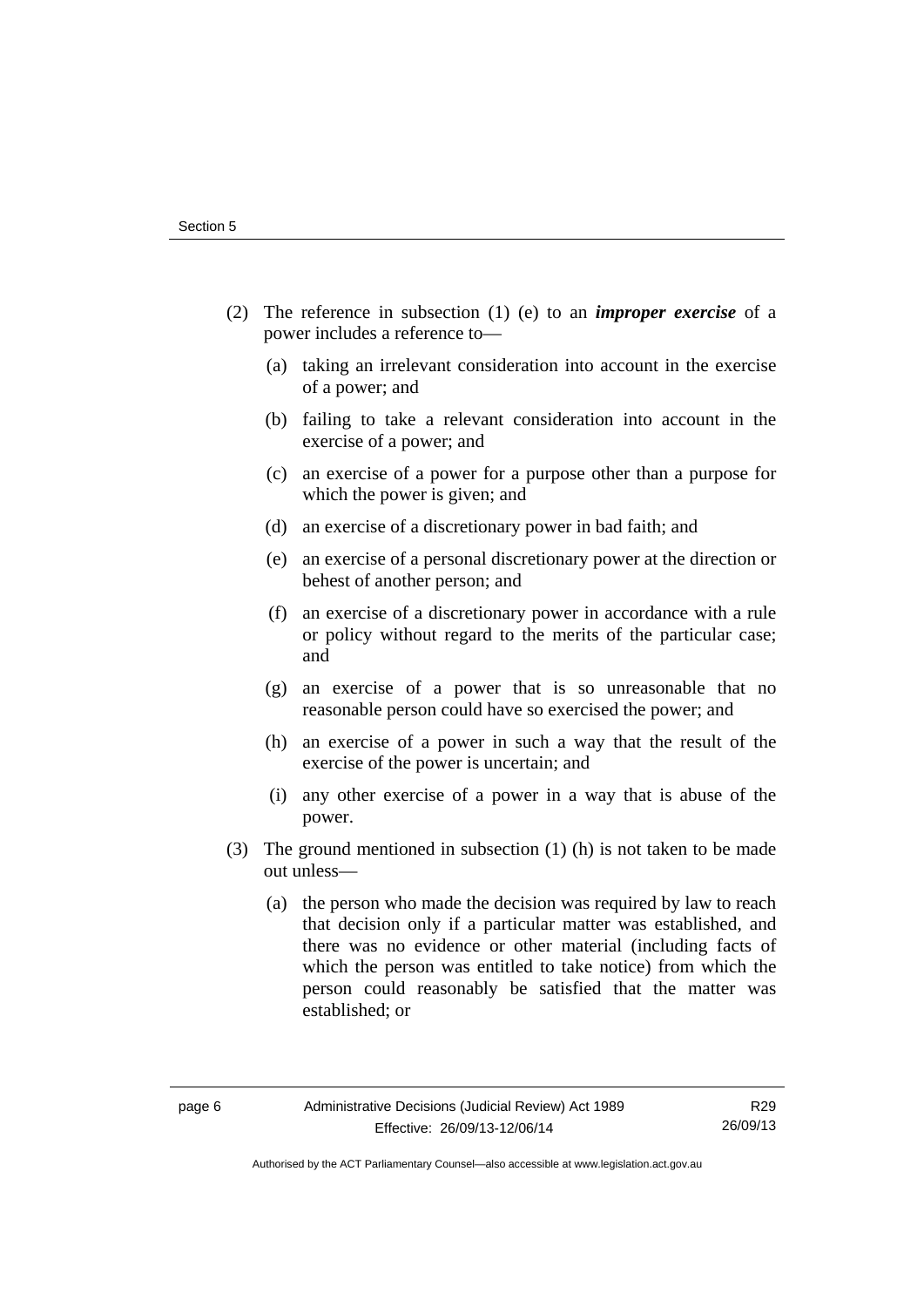(2) The reference in subsection (1) (e) to an ***improper exercise*** of a power includes a reference to—

(a) taking an irrelevant consideration into account in the exercise of a power; and

(b) failing to take a relevant consideration into account in the exercise of a power; and

(c) an exercise of a power for a purpose other than a purpose for which the power is given; and

(d) an exercise of a discretionary power in bad faith; and

(e) an exercise of a personal discretionary power at the direction or behest of another person; and

(f) an exercise of a discretionary power in accordance with a rule or policy without regard to the merits of the particular case; and

(g) an exercise of a power that is so unreasonable that no reasonable person could have so exercised the power; and

(h) an exercise of a power in such a way that the result of the exercise of the power is uncertain; and

(i) any other exercise of a power in a way that is abuse of the power.

(3) The ground mentioned in subsection (1) (h) is not taken to be made out unless—

(a) the person who made the decision was required by law to reach that decision only if a particular matter was established, and there was no evidence or other material (including facts of which the person was entitled to take notice) from which the person could reasonably be satisfied that the matter was established; or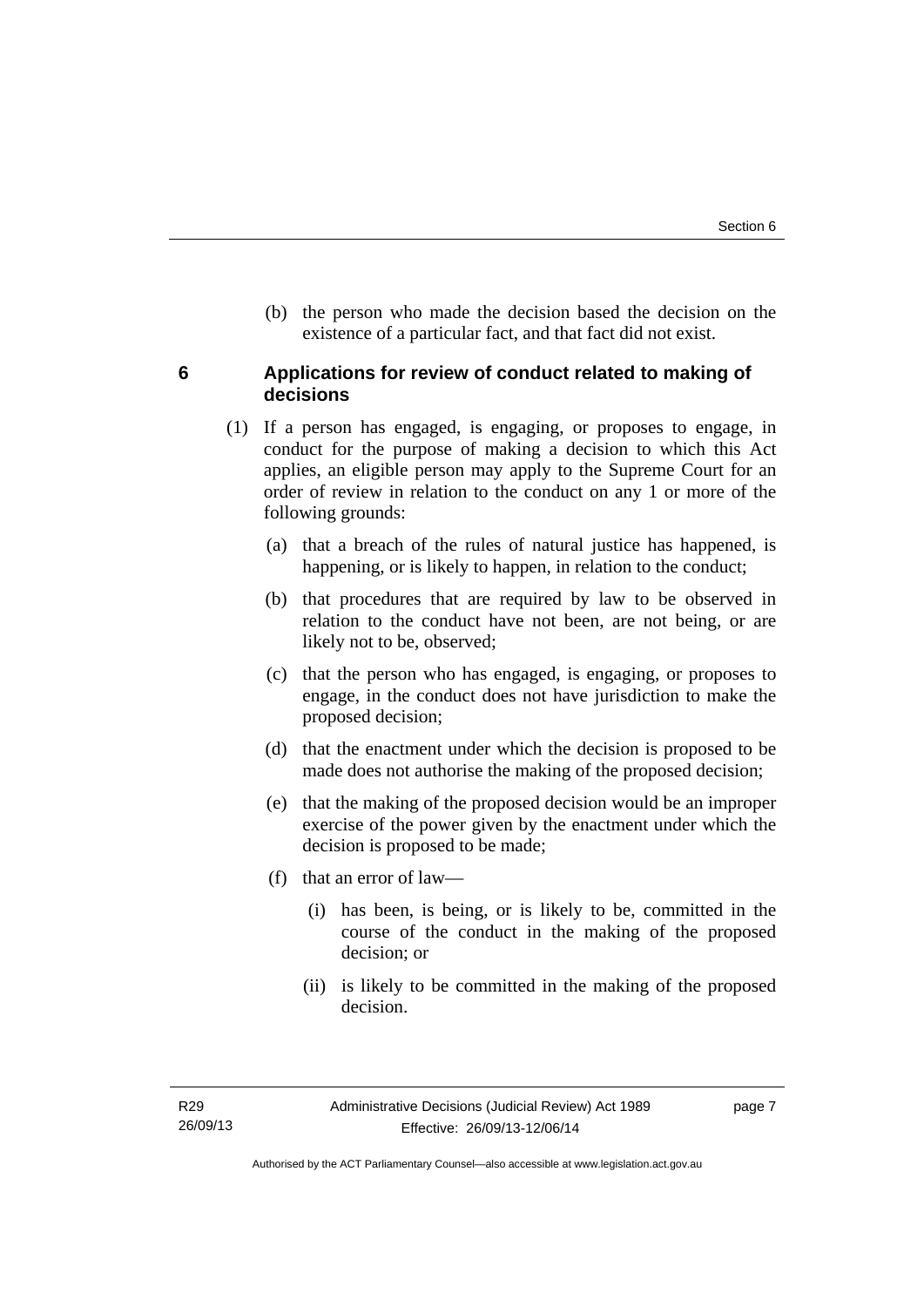(b) the person who made the decision based the decision on the existence of a particular fact, and that fact did not exist.

## 6 Applications for review of conduct related to making of decisions

(1) If a person has engaged, is engaging, or proposes to engage, in conduct for the purpose of making a decision to which this Act applies, an eligible person may apply to the Supreme Court for an order of review in relation to the conduct on any 1 or more of the following grounds:

(a) that a breach of the rules of natural justice has happened, is happening, or is likely to happen, in relation to the conduct;

(b) that procedures that are required by law to be observed in relation to the conduct have not been, are not being, or are likely not to be, observed;

(c) that the person who has engaged, is engaging, or proposes to engage, in the conduct does not have jurisdiction to make the proposed decision;

(d) that the enactment under which the decision is proposed to be made does not authorise the making of the proposed decision;

(e) that the making of the proposed decision would be an improper exercise of the power given by the enactment under which the decision is proposed to be made;

(f) that an error of law—

(i) has been, is being, or is likely to be, committed in the course of the conduct in the making of the proposed decision; or

(ii) is likely to be committed in the making of the proposed decision.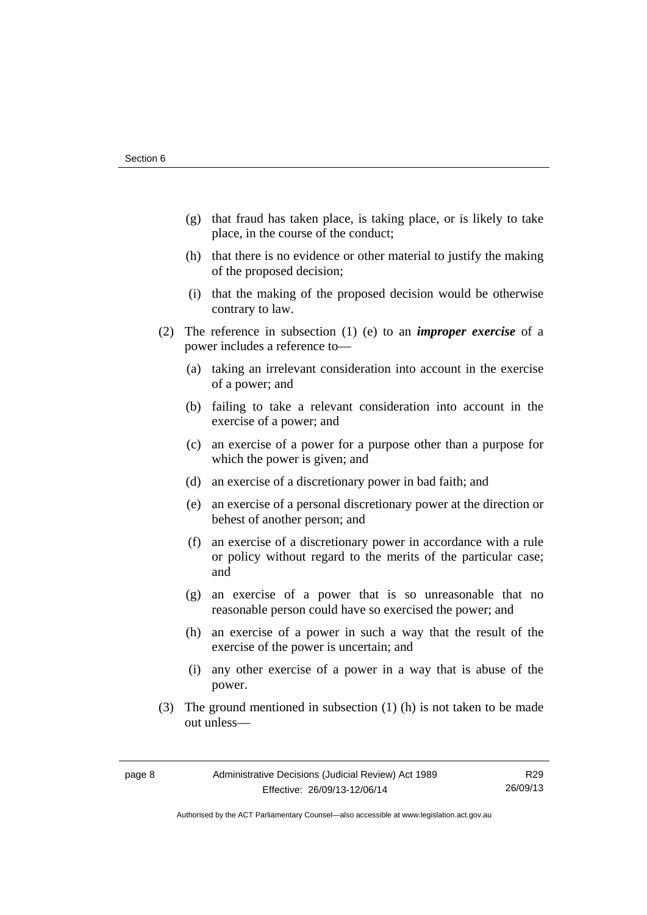(g) that fraud has taken place, is taking place, or is likely to take place, in the course of the conduct;

(h) that there is no evidence or other material to justify the making of the proposed decision;

(i) that the making of the proposed decision would be otherwise contrary to law.

(2) The reference in subsection (1) (e) to an ***improper exercise*** of a power includes a reference to—

(a) taking an irrelevant consideration into account in the exercise of a power; and

(b) failing to take a relevant consideration into account in the exercise of a power; and

(c) an exercise of a power for a purpose other than a purpose for which the power is given; and

(d) an exercise of a discretionary power in bad faith; and

(e) an exercise of a personal discretionary power at the direction or behest of another person; and

(f) an exercise of a discretionary power in accordance with a rule or policy without regard to the merits of the particular case; and

(g) an exercise of a power that is so unreasonable that no reasonable person could have so exercised the power; and

(h) an exercise of a power in such a way that the result of the exercise of the power is uncertain; and

(i) any other exercise of a power in a way that is abuse of the power.

(3) The ground mentioned in subsection (1) (h) is not taken to be made out unless—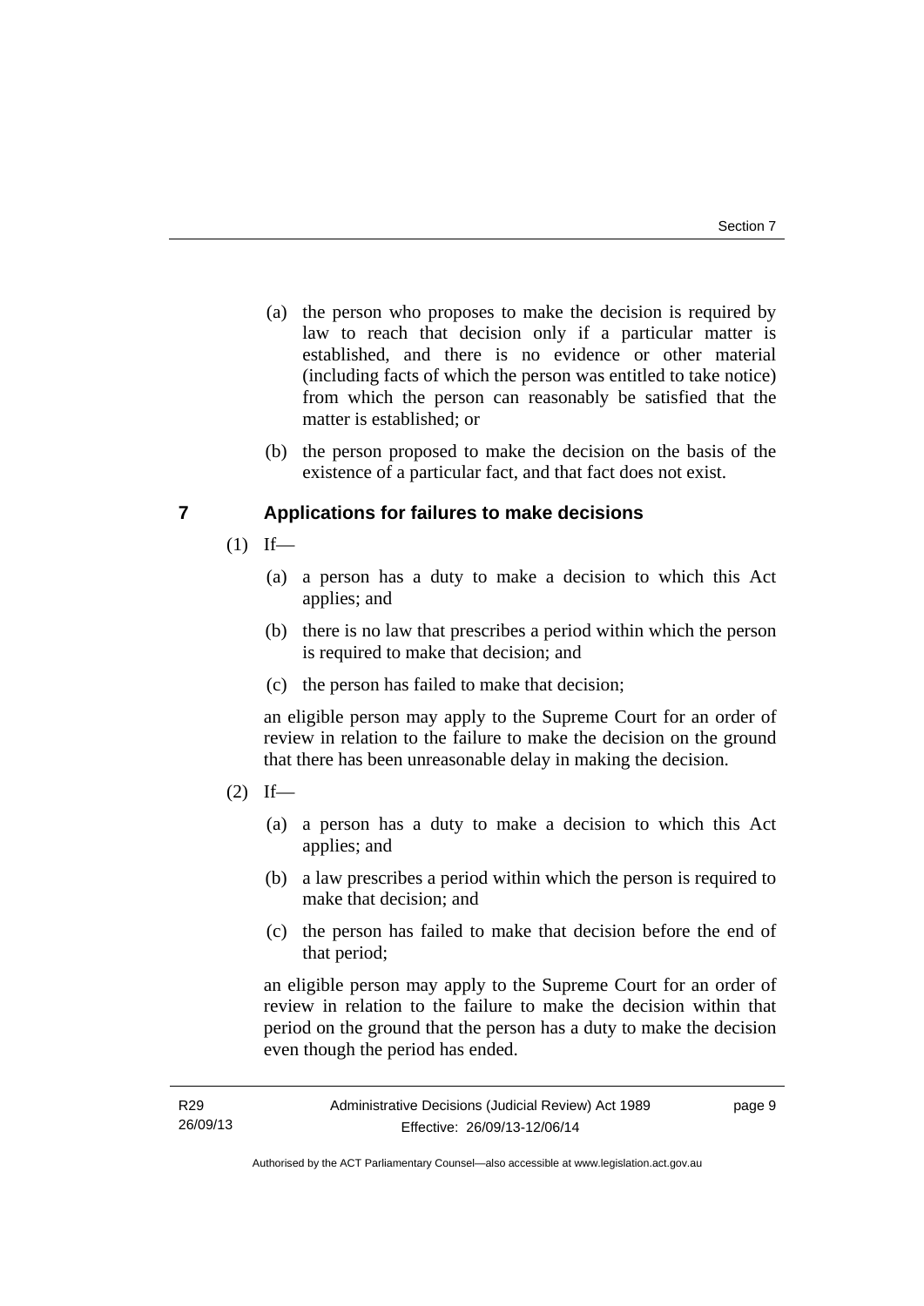(a) the person who proposes to make the decision is required by law to reach that decision only if a particular matter is established, and there is no evidence or other material (including facts of which the person was entitled to take notice) from which the person can reasonably be satisfied that the matter is established; or

(b) the person proposed to make the decision on the basis of the existence of a particular fact, and that fact does not exist.

## 7 Applications for failures to make decisions

(1) If—

(a) a person has a duty to make a decision to which this Act applies; and

(b) there is no law that prescribes a period within which the person is required to make that decision; and

(c) the person has failed to make that decision;

an eligible person may apply to the Supreme Court for an order of review in relation to the failure to make the decision on the ground that there has been unreasonable delay in making the decision.

(2) If—

(a) a person has a duty to make a decision to which this Act applies; and

(b) a law prescribes a period within which the person is required to make that decision; and

(c) the person has failed to make that decision before the end of that period;

an eligible person may apply to the Supreme Court for an order of review in relation to the failure to make the decision within that period on the ground that the person has a duty to make the decision even though the period has ended.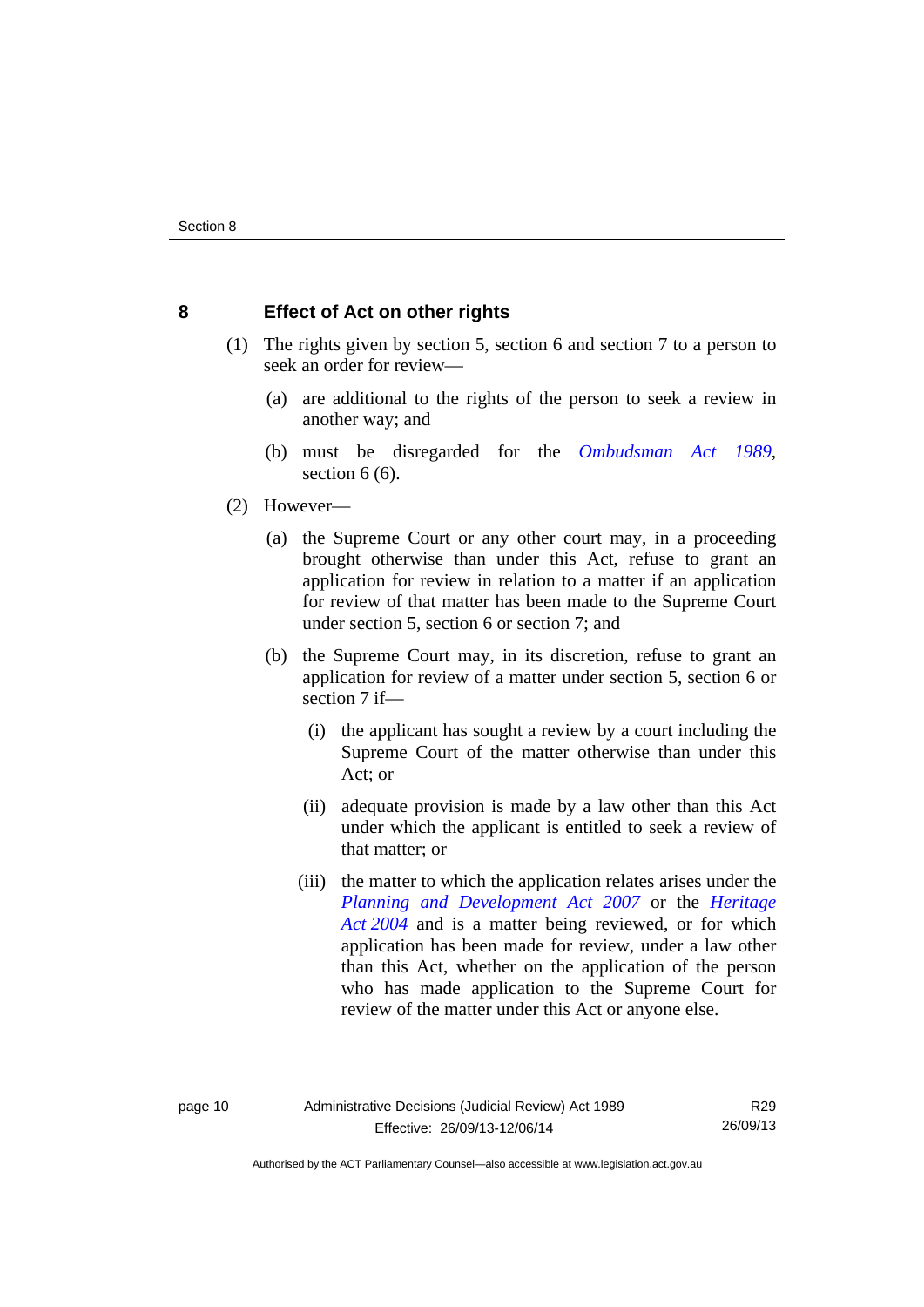## 8 Effect of Act on other rights

(1) The rights given by section 5, section 6 and section 7 to a person to seek an order for review—

(a) are additional to the rights of the person to seek a review in another way; and

(b) must be disregarded for the *Ombudsman Act 1989*, section 6 (6).

(2) However—

(a) the Supreme Court or any other court may, in a proceeding brought otherwise than under this Act, refuse to grant an application for review in relation to a matter if an application for review of that matter has been made to the Supreme Court under section 5, section 6 or section 7; and

(b) the Supreme Court may, in its discretion, refuse to grant an application for review of a matter under section 5, section 6 or section 7 if—

(i) the applicant has sought a review by a court including the Supreme Court of the matter otherwise than under this Act; or

(ii) adequate provision is made by a law other than this Act under which the applicant is entitled to seek a review of that matter; or

(iii) the matter to which the application relates arises under the *Planning and Development Act 2007* or the *Heritage Act 2004* and is a matter being reviewed, or for which application has been made for review, under a law other than this Act, whether on the application of the person who has made application to the Supreme Court for review of the matter under this Act or anyone else.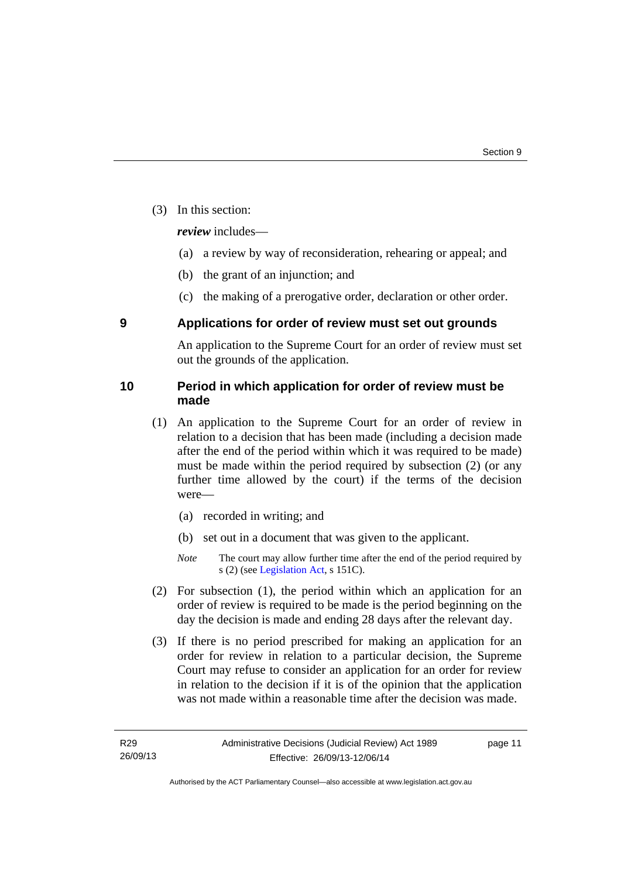(3) In this section:

***review*** includes—

(a) a review by way of reconsideration, rehearing or appeal; and

(b) the grant of an injunction; and

(c) the making of a prerogative order, declaration or other order.

## 9 Applications for order of review must set out grounds

An application to the Supreme Court for an order of review must set out the grounds of the application.

## 10 Period in which application for order of review must be made

(1) An application to the Supreme Court for an order of review in relation to a decision that has been made (including a decision made after the end of the period within which it was required to be made) must be made within the period required by subsection (2) (or any further time allowed by the court) if the terms of the decision were—

(a) recorded in writing; and

(b) set out in a document that was given to the applicant.

*Note* The court may allow further time after the end of the period required by s (2) (see Legislation Act, s 151C).

(2) For subsection (1), the period within which an application for an order of review is required to be made is the period beginning on the day the decision is made and ending 28 days after the relevant day.

(3) If there is no period prescribed for making an application for an order for review in relation to a particular decision, the Supreme Court may refuse to consider an application for an order for review in relation to the decision if it is of the opinion that the application was not made within a reasonable time after the decision was made.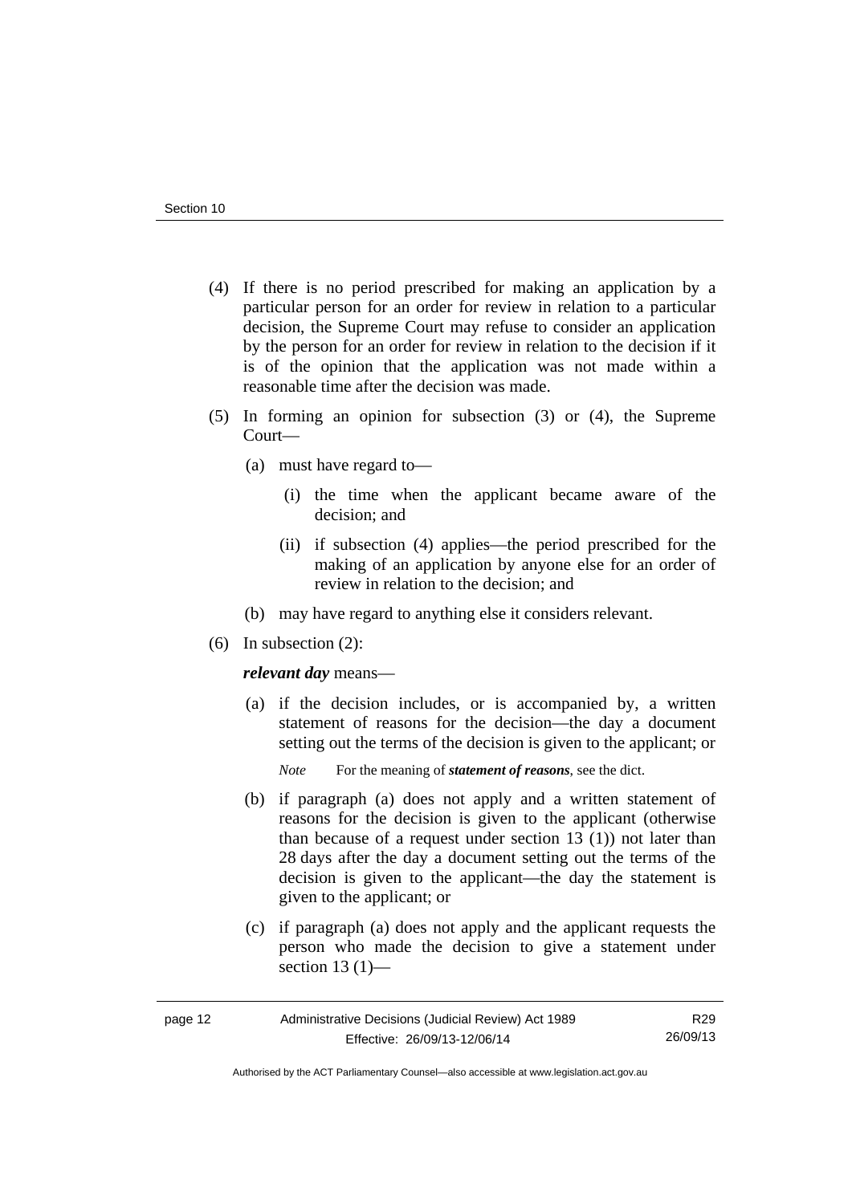(4) If there is no period prescribed for making an application by a particular person for an order for review in relation to a particular decision, the Supreme Court may refuse to consider an application by the person for an order for review in relation to the decision if it is of the opinion that the application was not made within a reasonable time after the decision was made.

(5) In forming an opinion for subsection (3) or (4), the Supreme Court—

(a) must have regard to—

(i) the time when the applicant became aware of the decision; and

(ii) if subsection (4) applies—the period prescribed for the making of an application by anyone else for an order of review in relation to the decision; and

(b) may have regard to anything else it considers relevant.

(6) In subsection (2):

***relevant day*** means—

(a) if the decision includes, or is accompanied by, a written statement of reasons for the decision—the day a document setting out the terms of the decision is given to the applicant; or

*Note* For the meaning of ***statement of reasons***, see the dict.

(b) if paragraph (a) does not apply and a written statement of reasons for the decision is given to the applicant (otherwise than because of a request under section 13 (1)) not later than 28 days after the day a document setting out the terms of the decision is given to the applicant—the day the statement is given to the applicant; or

(c) if paragraph (a) does not apply and the applicant requests the person who made the decision to give a statement under section 13 (1)—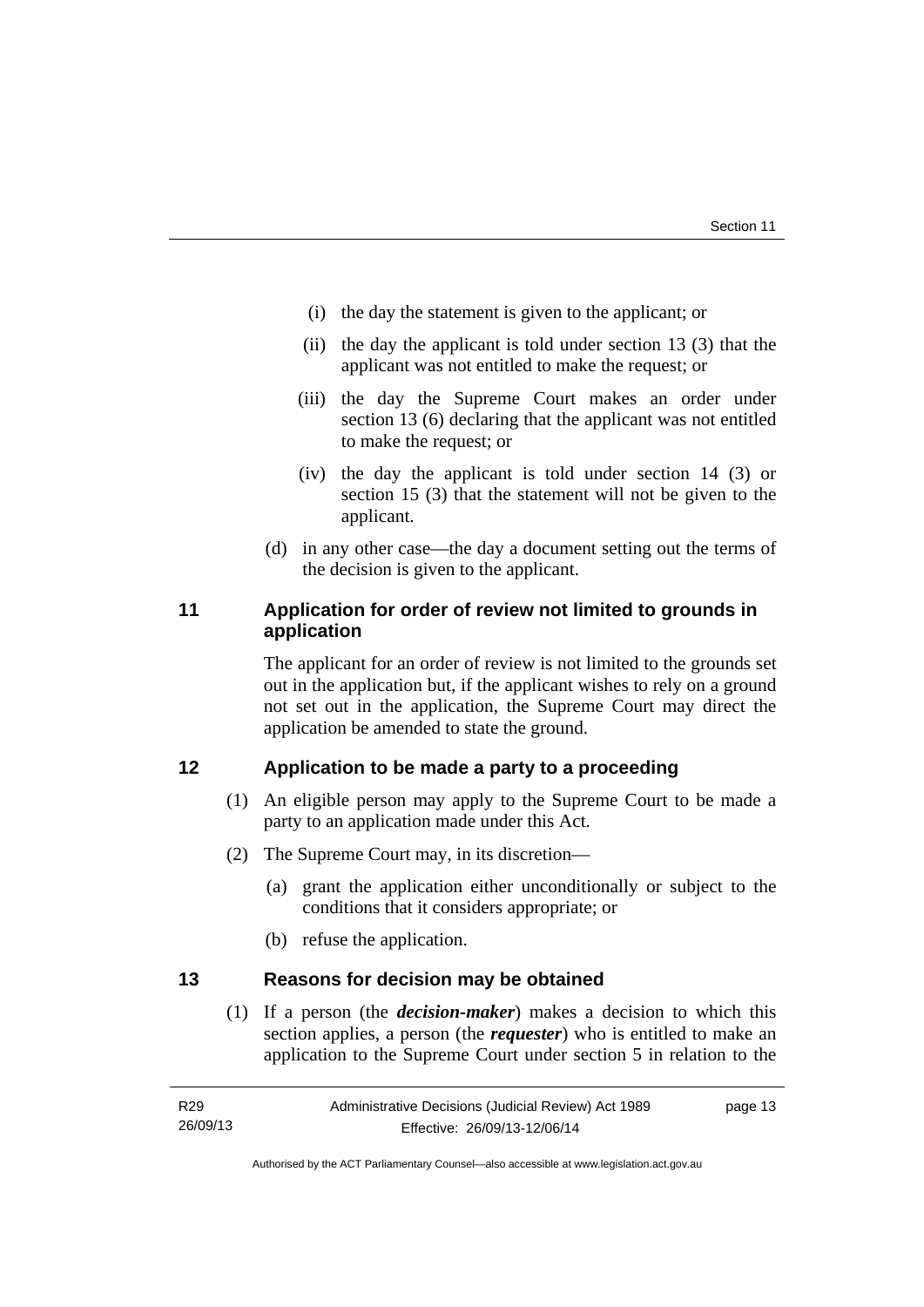(i) the day the statement is given to the applicant; or

(ii) the day the applicant is told under section 13 (3) that the applicant was not entitled to make the request; or

(iii) the day the Supreme Court makes an order under section 13 (6) declaring that the applicant was not entitled to make the request; or

(iv) the day the applicant is told under section 14 (3) or section 15 (3) that the statement will not be given to the applicant.

(d) in any other case—the day a document setting out the terms of the decision is given to the applicant.

## 11 Application for order of review not limited to grounds in application

The applicant for an order of review is not limited to the grounds set out in the application but, if the applicant wishes to rely on a ground not set out in the application, the Supreme Court may direct the application be amended to state the ground.

## 12 Application to be made a party to a proceeding

(1) An eligible person may apply to the Supreme Court to be made a party to an application made under this Act.

(2) The Supreme Court may, in its discretion—

(a) grant the application either unconditionally or subject to the conditions that it considers appropriate; or

(b) refuse the application.

## 13 Reasons for decision may be obtained

(1) If a person (the ***decision-maker***) makes a decision to which this section applies, a person (the ***requester***) who is entitled to make an application to the Supreme Court under section 5 in relation to the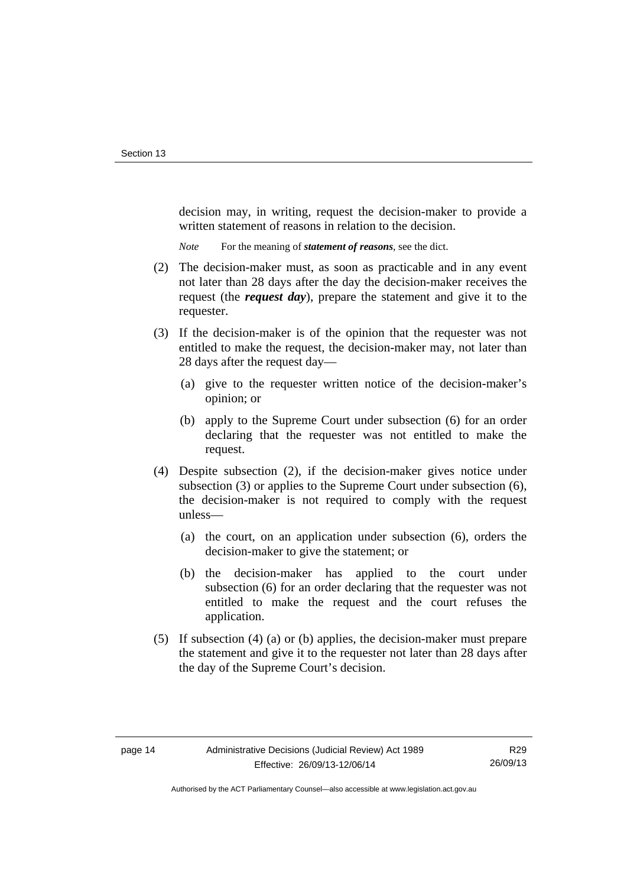decision may, in writing, request the decision-maker to provide a written statement of reasons in relation to the decision.

*Note* For the meaning of ***statement of reasons***, see the dict.

(2) The decision-maker must, as soon as practicable and in any event not later than 28 days after the day the decision-maker receives the request (the ***request day***), prepare the statement and give it to the requester.

(3) If the decision-maker is of the opinion that the requester was not entitled to make the request, the decision-maker may, not later than 28 days after the request day—

   (a) give to the requester written notice of the decision-maker's opinion; or

   (b) apply to the Supreme Court under subsection (6) for an order declaring that the requester was not entitled to make the request.

(4) Despite subsection (2), if the decision-maker gives notice under subsection (3) or applies to the Supreme Court under subsection (6), the decision-maker is not required to comply with the request unless—

   (a) the court, on an application under subsection (6), orders the decision-maker to give the statement; or

   (b) the decision-maker has applied to the court under subsection (6) for an order declaring that the requester was not entitled to make the request and the court refuses the application.

(5) If subsection (4) (a) or (b) applies, the decision-maker must prepare the statement and give it to the requester not later than 28 days after the day of the Supreme Court's decision.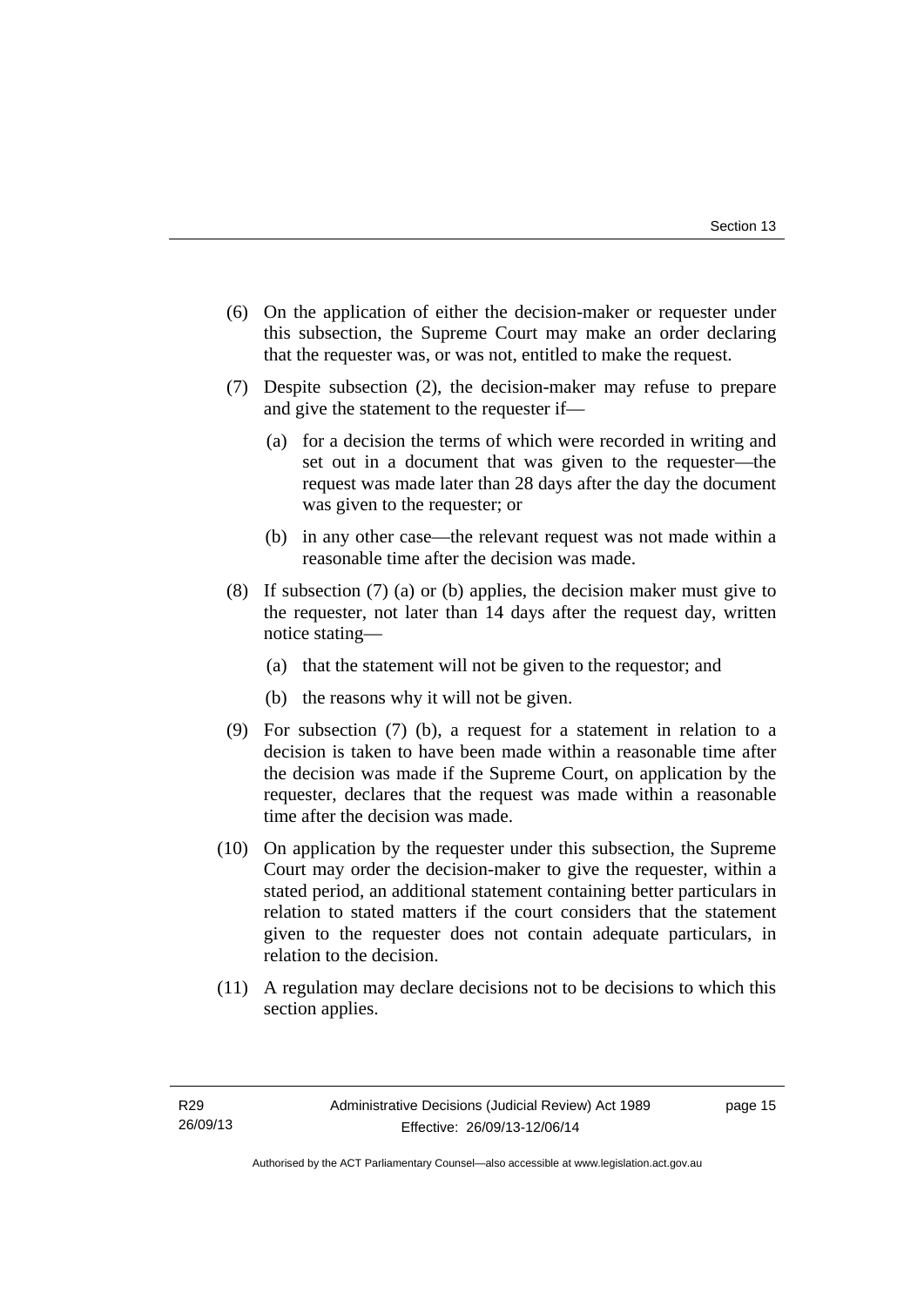(6) On the application of either the decision-maker or requester under this subsection, the Supreme Court may make an order declaring that the requester was, or was not, entitled to make the request.

(7) Despite subsection (2), the decision-maker may refuse to prepare and give the statement to the requester if—

(a) for a decision the terms of which were recorded in writing and set out in a document that was given to the requester—the request was made later than 28 days after the day the document was given to the requester; or

(b) in any other case—the relevant request was not made within a reasonable time after the decision was made.

(8) If subsection (7) (a) or (b) applies, the decision maker must give to the requester, not later than 14 days after the request day, written notice stating—

(a) that the statement will not be given to the requestor; and

(b) the reasons why it will not be given.

(9) For subsection (7) (b), a request for a statement in relation to a decision is taken to have been made within a reasonable time after the decision was made if the Supreme Court, on application by the requester, declares that the request was made within a reasonable time after the decision was made.

(10) On application by the requester under this subsection, the Supreme Court may order the decision-maker to give the requester, within a stated period, an additional statement containing better particulars in relation to stated matters if the court considers that the statement given to the requester does not contain adequate particulars, in relation to the decision.

(11) A regulation may declare decisions not to be decisions to which this section applies.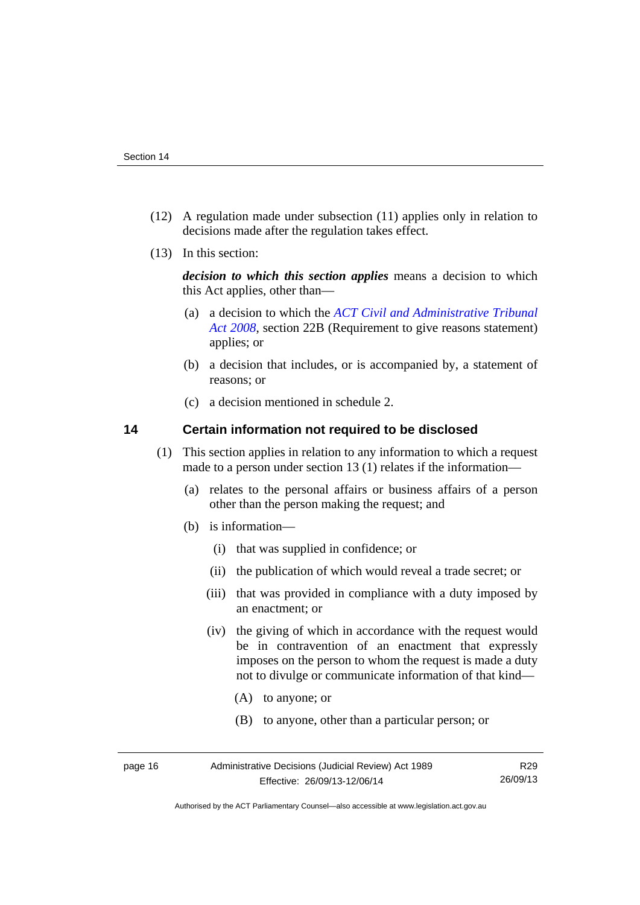(12) A regulation made under subsection (11) applies only in relation to decisions made after the regulation takes effect.

(13) In this section:

***decision to which this section applies*** means a decision to which this Act applies, other than—

(a) a decision to which the *ACT Civil and Administrative Tribunal Act 2008*, section 22B (Requirement to give reasons statement) applies; or

(b) a decision that includes, or is accompanied by, a statement of reasons; or

(c) a decision mentioned in schedule 2.

## 14 Certain information not required to be disclosed

(1) This section applies in relation to any information to which a request made to a person under section 13 (1) relates if the information—

(a) relates to the personal affairs or business affairs of a person other than the person making the request; and

(b) is information—

(i) that was supplied in confidence; or

(ii) the publication of which would reveal a trade secret; or

(iii) that was provided in compliance with a duty imposed by an enactment; or

(iv) the giving of which in accordance with the request would be in contravention of an enactment that expressly imposes on the person to whom the request is made a duty not to divulge or communicate information of that kind—

(A) to anyone; or

(B) to anyone, other than a particular person; or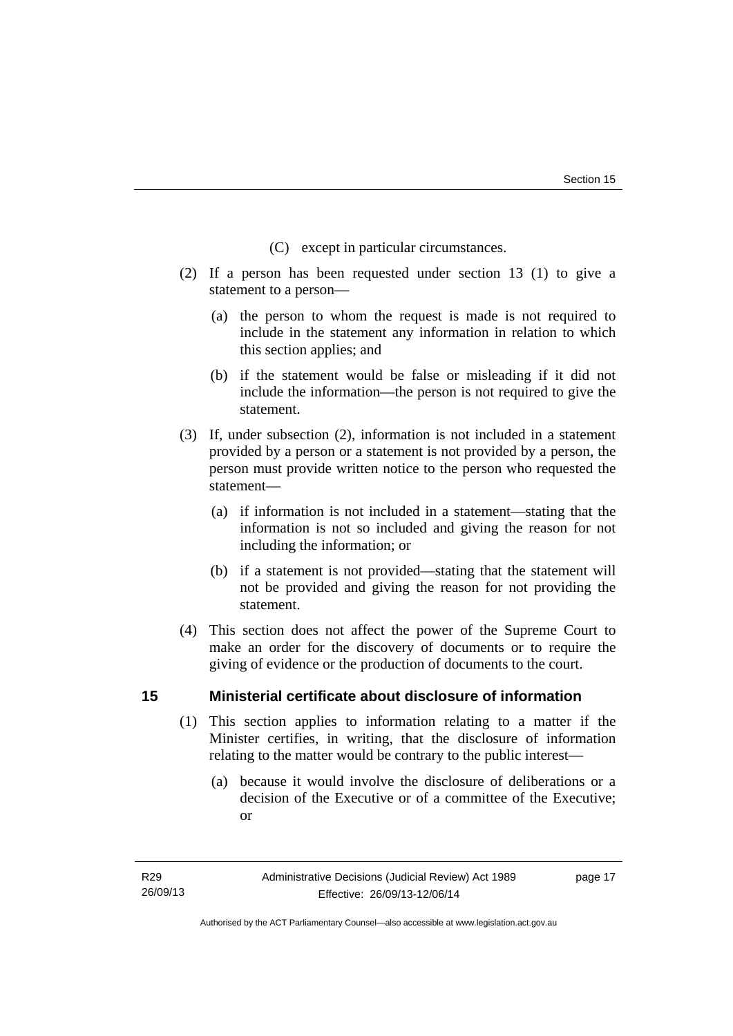(C) except in particular circumstances.

(2) If a person has been requested under section 13 (1) to give a statement to a person—

(a) the person to whom the request is made is not required to include in the statement any information in relation to which this section applies; and

(b) if the statement would be false or misleading if it did not include the information—the person is not required to give the statement.

(3) If, under subsection (2), information is not included in a statement provided by a person or a statement is not provided by a person, the person must provide written notice to the person who requested the statement—

(a) if information is not included in a statement—stating that the information is not so included and giving the reason for not including the information; or

(b) if a statement is not provided—stating that the statement will not be provided and giving the reason for not providing the statement.

(4) This section does not affect the power of the Supreme Court to make an order for the discovery of documents or to require the giving of evidence or the production of documents to the court.

## 15 Ministerial certificate about disclosure of information

(1) This section applies to information relating to a matter if the Minister certifies, in writing, that the disclosure of information relating to the matter would be contrary to the public interest—

(a) because it would involve the disclosure of deliberations or a decision of the Executive or of a committee of the Executive; or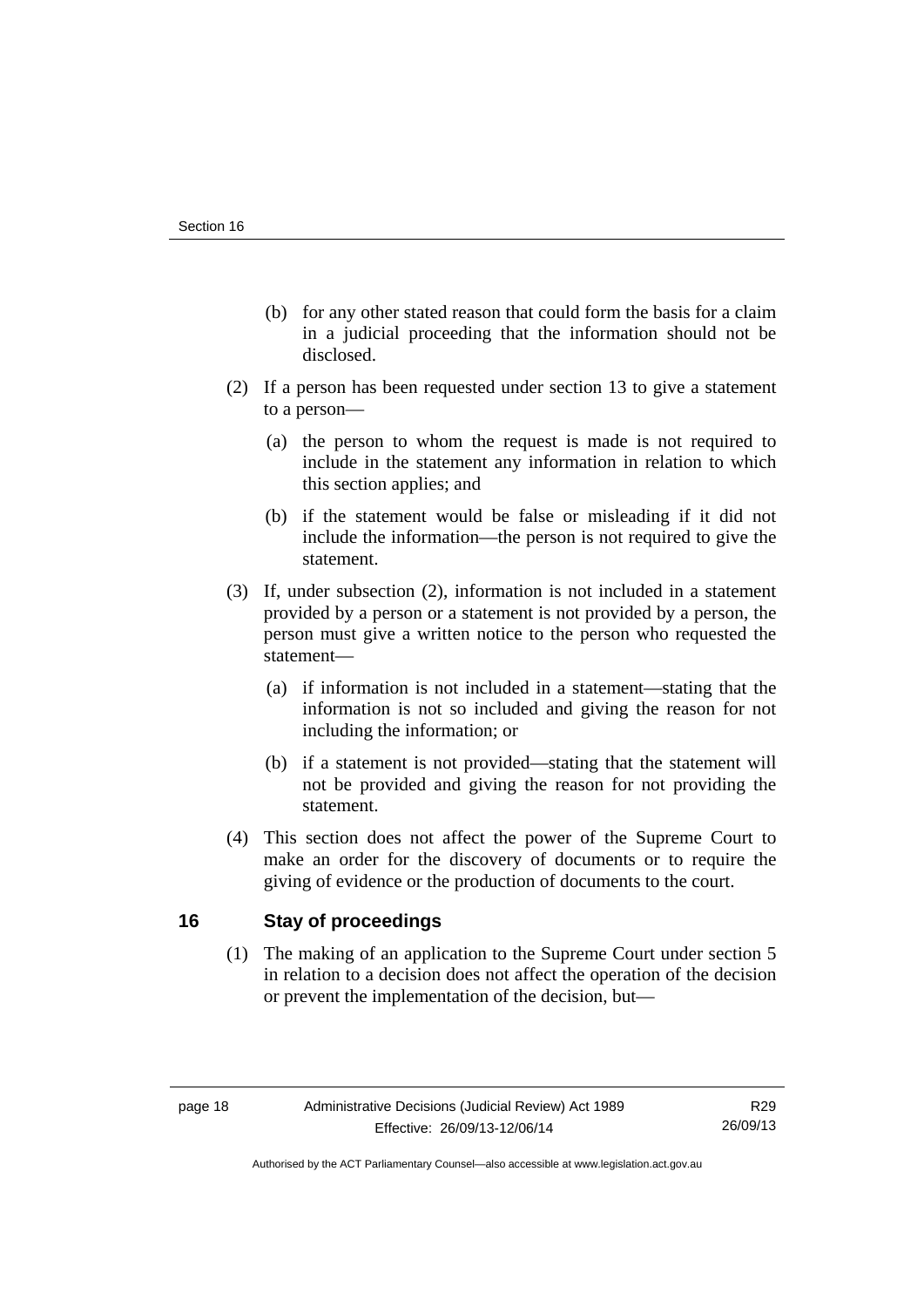(b) for any other stated reason that could form the basis for a claim in a judicial proceeding that the information should not be disclosed.

(2) If a person has been requested under section 13 to give a statement to a person—

(a) the person to whom the request is made is not required to include in the statement any information in relation to which this section applies; and

(b) if the statement would be false or misleading if it did not include the information—the person is not required to give the statement.

(3) If, under subsection (2), information is not included in a statement provided by a person or a statement is not provided by a person, the person must give a written notice to the person who requested the statement—

(a) if information is not included in a statement—stating that the information is not so included and giving the reason for not including the information; or

(b) if a statement is not provided—stating that the statement will not be provided and giving the reason for not providing the statement.

(4) This section does not affect the power of the Supreme Court to make an order for the discovery of documents or to require the giving of evidence or the production of documents to the court.

## 16 Stay of proceedings

(1) The making of an application to the Supreme Court under section 5 in relation to a decision does not affect the operation of the decision or prevent the implementation of the decision, but—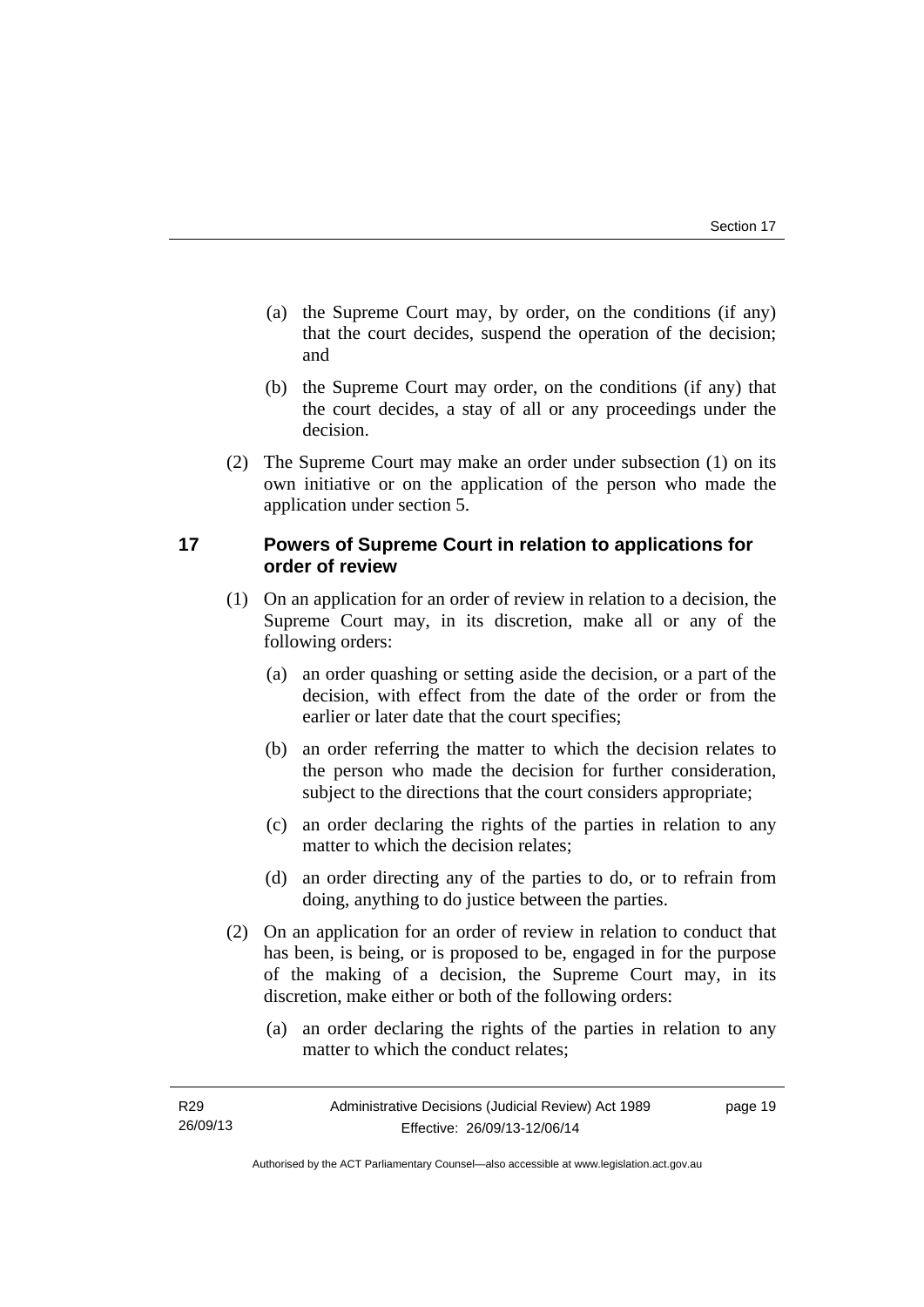(a) the Supreme Court may, by order, on the conditions (if any) that the court decides, suspend the operation of the decision; and

(b) the Supreme Court may order, on the conditions (if any) that the court decides, a stay of all or any proceedings under the decision.

(2) The Supreme Court may make an order under subsection (1) on its own initiative or on the application of the person who made the application under section 5.

## 17 Powers of Supreme Court in relation to applications for order of review

(1) On an application for an order of review in relation to a decision, the Supreme Court may, in its discretion, make all or any of the following orders:

(a) an order quashing or setting aside the decision, or a part of the decision, with effect from the date of the order or from the earlier or later date that the court specifies;

(b) an order referring the matter to which the decision relates to the person who made the decision for further consideration, subject to the directions that the court considers appropriate;

(c) an order declaring the rights of the parties in relation to any matter to which the decision relates;

(d) an order directing any of the parties to do, or to refrain from doing, anything to do justice between the parties.

(2) On an application for an order of review in relation to conduct that has been, is being, or is proposed to be, engaged in for the purpose of the making of a decision, the Supreme Court may, in its discretion, make either or both of the following orders:

(a) an order declaring the rights of the parties in relation to any matter to which the conduct relates;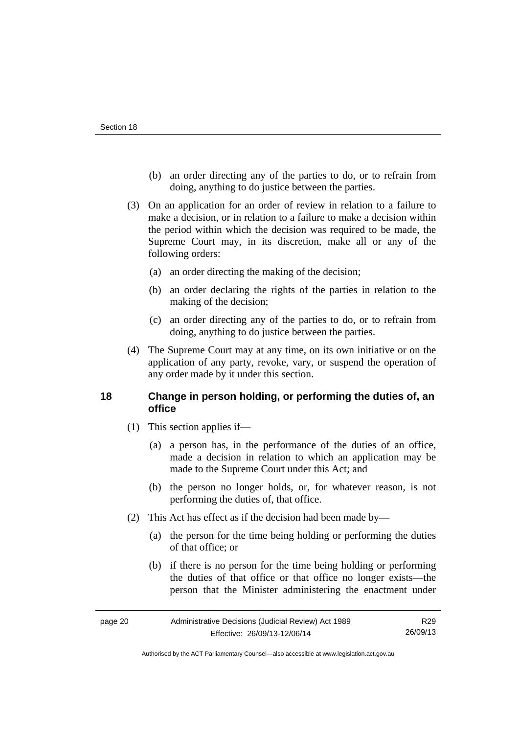(b) an order directing any of the parties to do, or to refrain from doing, anything to do justice between the parties.

(3) On an application for an order of review in relation to a failure to make a decision, or in relation to a failure to make a decision within the period within which the decision was required to be made, the Supreme Court may, in its discretion, make all or any of the following orders:

(a) an order directing the making of the decision;

(b) an order declaring the rights of the parties in relation to the making of the decision;

(c) an order directing any of the parties to do, or to refrain from doing, anything to do justice between the parties.

(4) The Supreme Court may at any time, on its own initiative or on the application of any party, revoke, vary, or suspend the operation of any order made by it under this section.

## 18 Change in person holding, or performing the duties of, an office

(1) This section applies if—

(a) a person has, in the performance of the duties of an office, made a decision in relation to which an application may be made to the Supreme Court under this Act; and

(b) the person no longer holds, or, for whatever reason, is not performing the duties of, that office.

(2) This Act has effect as if the decision had been made by—

(a) the person for the time being holding or performing the duties of that office; or

(b) if there is no person for the time being holding or performing the duties of that office or that office no longer exists—the person that the Minister administering the enactment under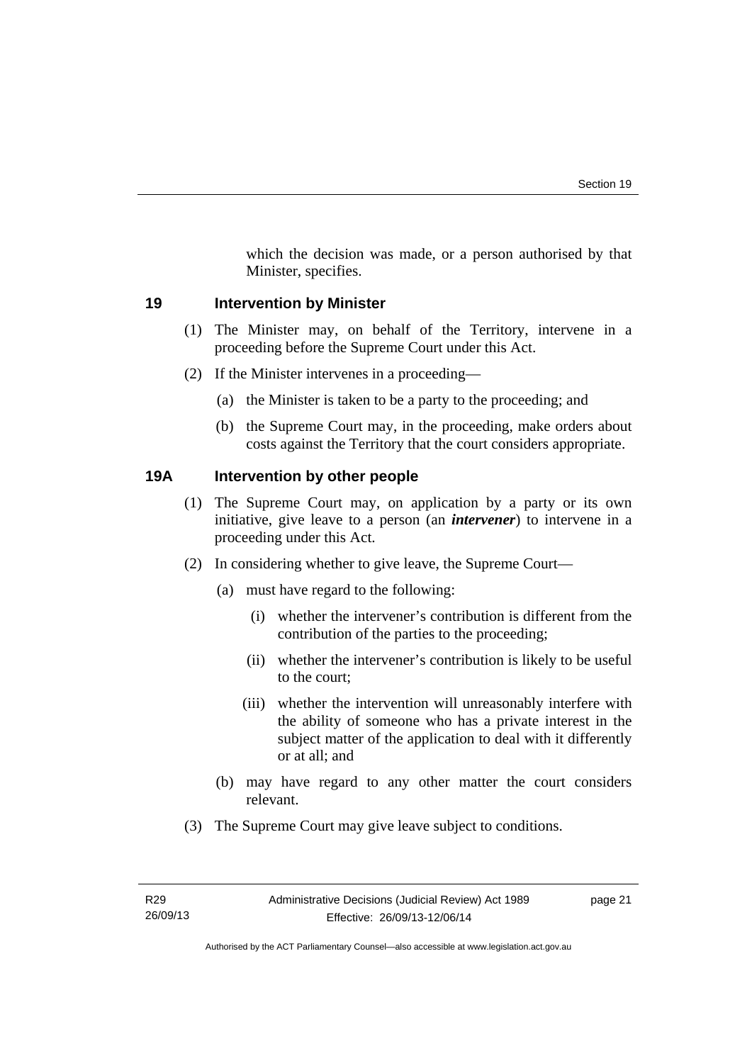which the decision was made, or a person authorised by that Minister, specifies.

## 19 Intervention by Minister

(1) The Minister may, on behalf of the Territory, intervene in a proceeding before the Supreme Court under this Act.

(2) If the Minister intervenes in a proceeding—

(a) the Minister is taken to be a party to the proceeding; and

(b) the Supreme Court may, in the proceeding, make orders about costs against the Territory that the court considers appropriate.

## 19A Intervention by other people

(1) The Supreme Court may, on application by a party or its own initiative, give leave to a person (an ***intervener***) to intervene in a proceeding under this Act.

(2) In considering whether to give leave, the Supreme Court—

(a) must have regard to the following:

(i) whether the intervener's contribution is different from the contribution of the parties to the proceeding;

(ii) whether the intervener's contribution is likely to be useful to the court;

(iii) whether the intervention will unreasonably interfere with the ability of someone who has a private interest in the subject matter of the application to deal with it differently or at all; and

(b) may have regard to any other matter the court considers relevant.

(3) The Supreme Court may give leave subject to conditions.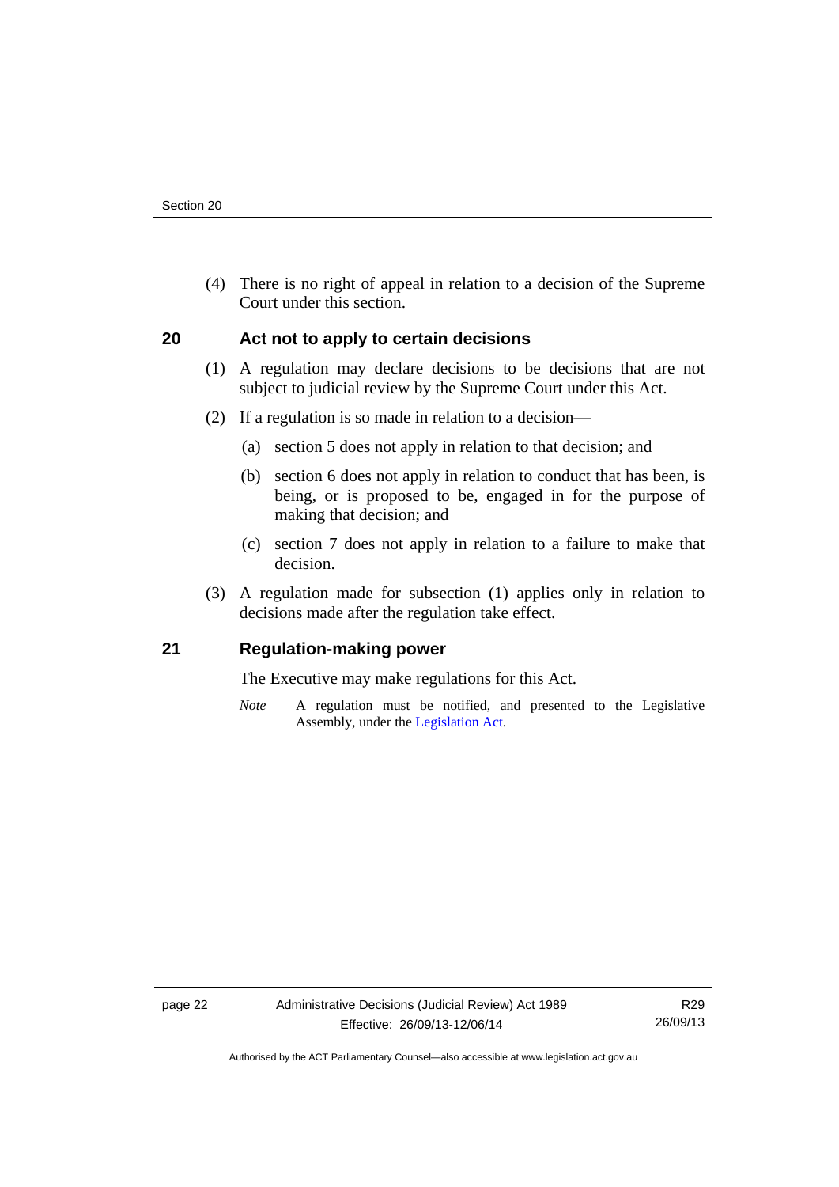(4) There is no right of appeal in relation to a decision of the Supreme Court under this section.

## 20 Act not to apply to certain decisions

(1) A regulation may declare decisions to be decisions that are not subject to judicial review by the Supreme Court under this Act.

(2) If a regulation is so made in relation to a decision—

(a) section 5 does not apply in relation to that decision; and

(b) section 6 does not apply in relation to conduct that has been, is being, or is proposed to be, engaged in for the purpose of making that decision; and

(c) section 7 does not apply in relation to a failure to make that decision.

(3) A regulation made for subsection (1) applies only in relation to decisions made after the regulation take effect.

## 21 Regulation-making power

The Executive may make regulations for this Act.

*Note* A regulation must be notified, and presented to the Legislative Assembly, under the Legislation Act.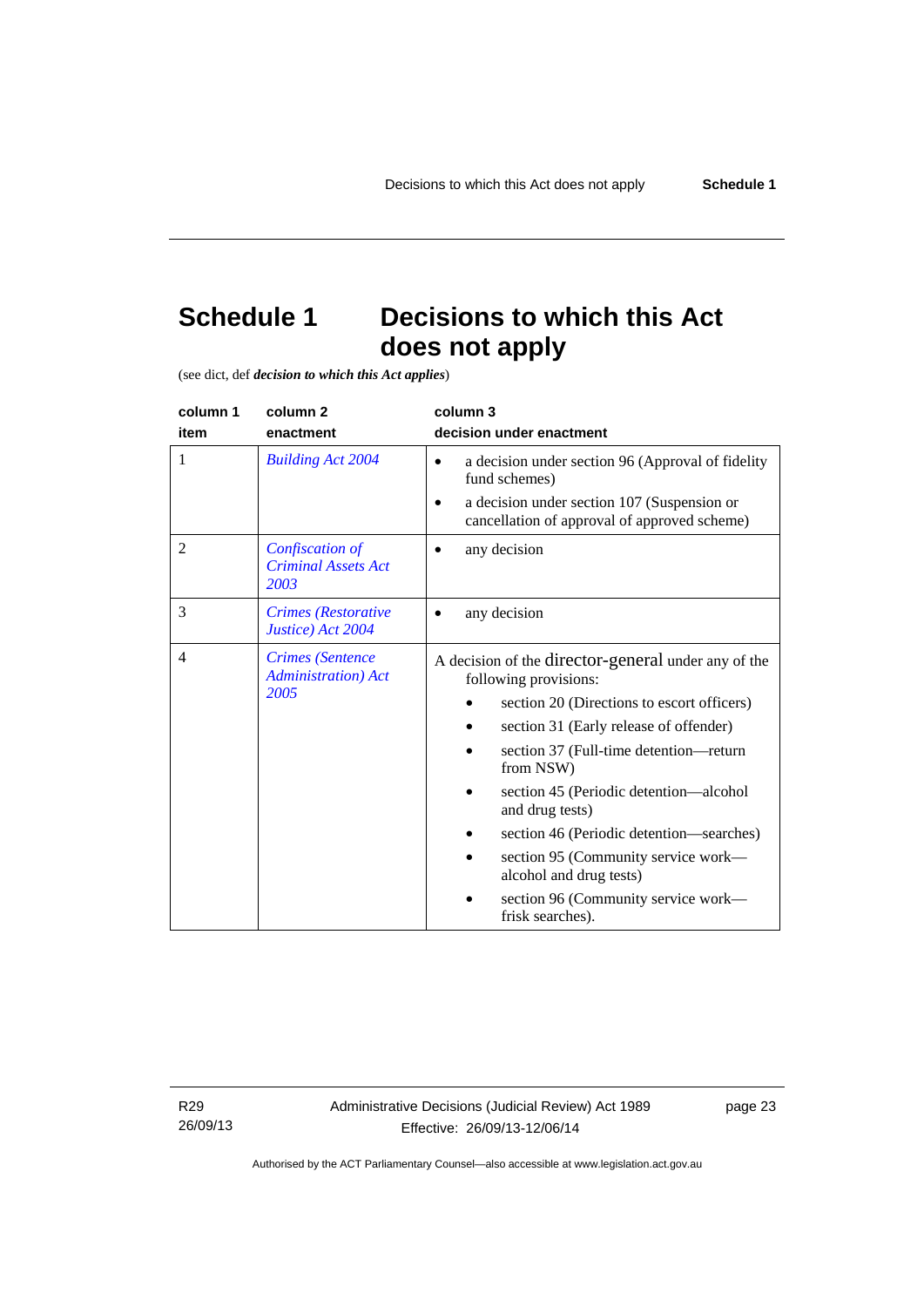# Schedule 1 Decisions to which this Act does not apply

(see dict, def ***decision to which this Act applies***)

| column 1<br>item | column 2<br>enactment | column 3<br>decision under enactment |
|---|---|---|
| 1 | *Building Act 2004* | • a decision under section 96 (Approval of fidelity fund schemes)<br>• a decision under section 107 (Suspension or cancellation of approval of approved scheme) |
| 2 | *Confiscation of Criminal Assets Act 2003* | • any decision |
| 3 | *Crimes (Restorative Justice) Act 2004* | • any decision |
| 4 | *Crimes (Sentence Administration) Act 2005* | A decision of the director-general under any of the following provisions:<br>• section 20 (Directions to escort officers)<br>• section 31 (Early release of offender)<br>• section 37 (Full-time detention—return from NSW)<br>• section 45 (Periodic detention—alcohol and drug tests)<br>• section 46 (Periodic detention—searches)<br>• section 95 (Community service work—alcohol and drug tests)<br>• section 96 (Community service work—frisk searches). |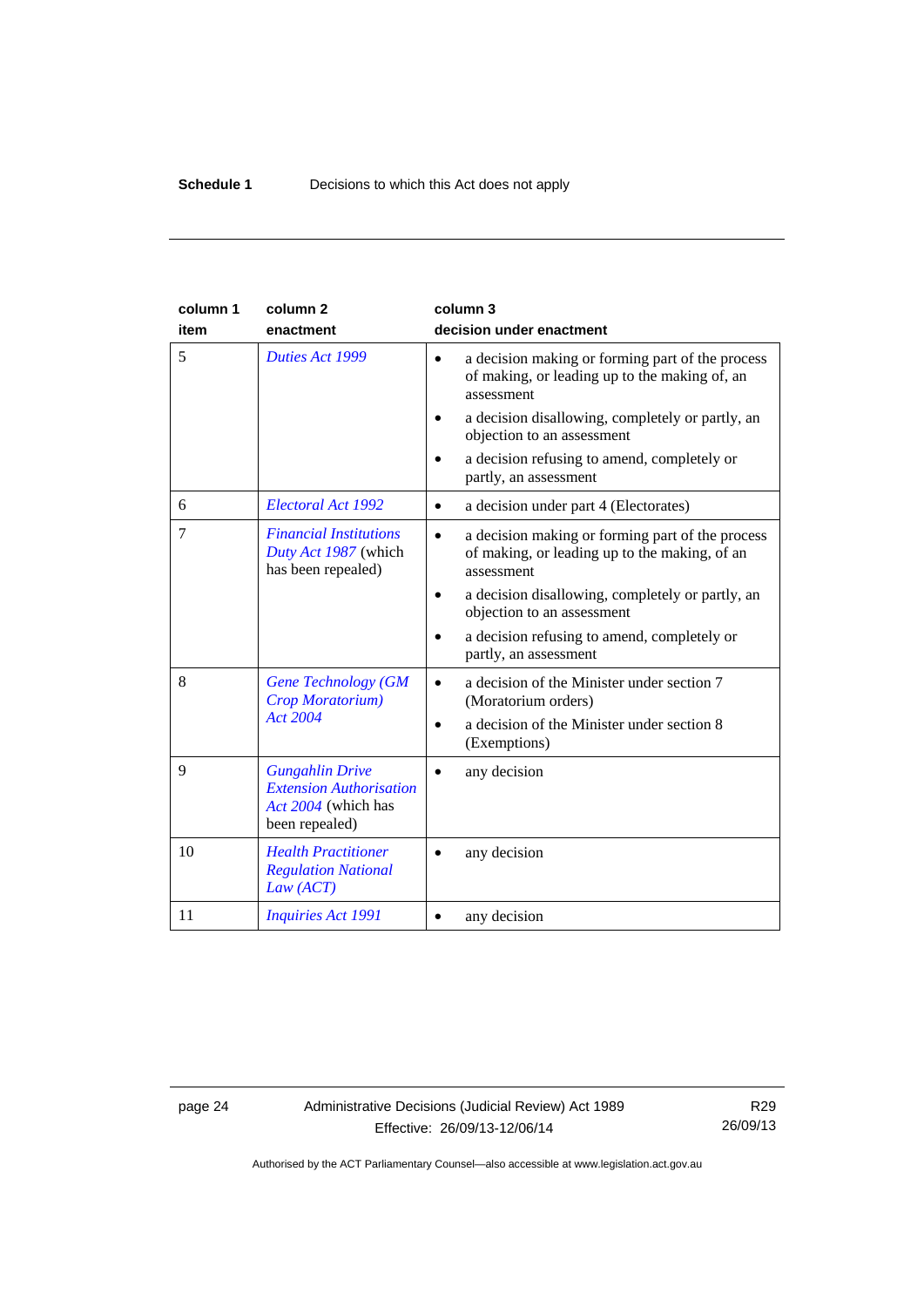| column 1<br>item | column 2<br>enactment | column 3<br>decision under enactment |
|---|---|---|
| 5 | *Duties Act 1999* | • a decision making or forming part of the process of making, or leading up to the making of, an assessment<br>• a decision disallowing, completely or partly, an objection to an assessment<br>• a decision refusing to amend, completely or partly, an assessment |
| 6 | *Electoral Act 1992* | • a decision under part 4 (Electorates) |
| 7 | *Financial Institutions Duty Act 1987* (which has been repealed) | • a decision making or forming part of the process of making, or leading up to the making, of an assessment<br>• a decision disallowing, completely or partly, an objection to an assessment<br>• a decision refusing to amend, completely or partly, an assessment |
| 8 | *Gene Technology (GM Crop Moratorium) Act 2004* | • a decision of the Minister under section 7 (Moratorium orders)<br>• a decision of the Minister under section 8 (Exemptions) |
| 9 | *Gungahlin Drive Extension Authorisation Act 2004* (which has been repealed) | • any decision |
| 10 | *Health Practitioner Regulation National Law (ACT)* | • any decision |
| 11 | *Inquiries Act 1991* | • any decision |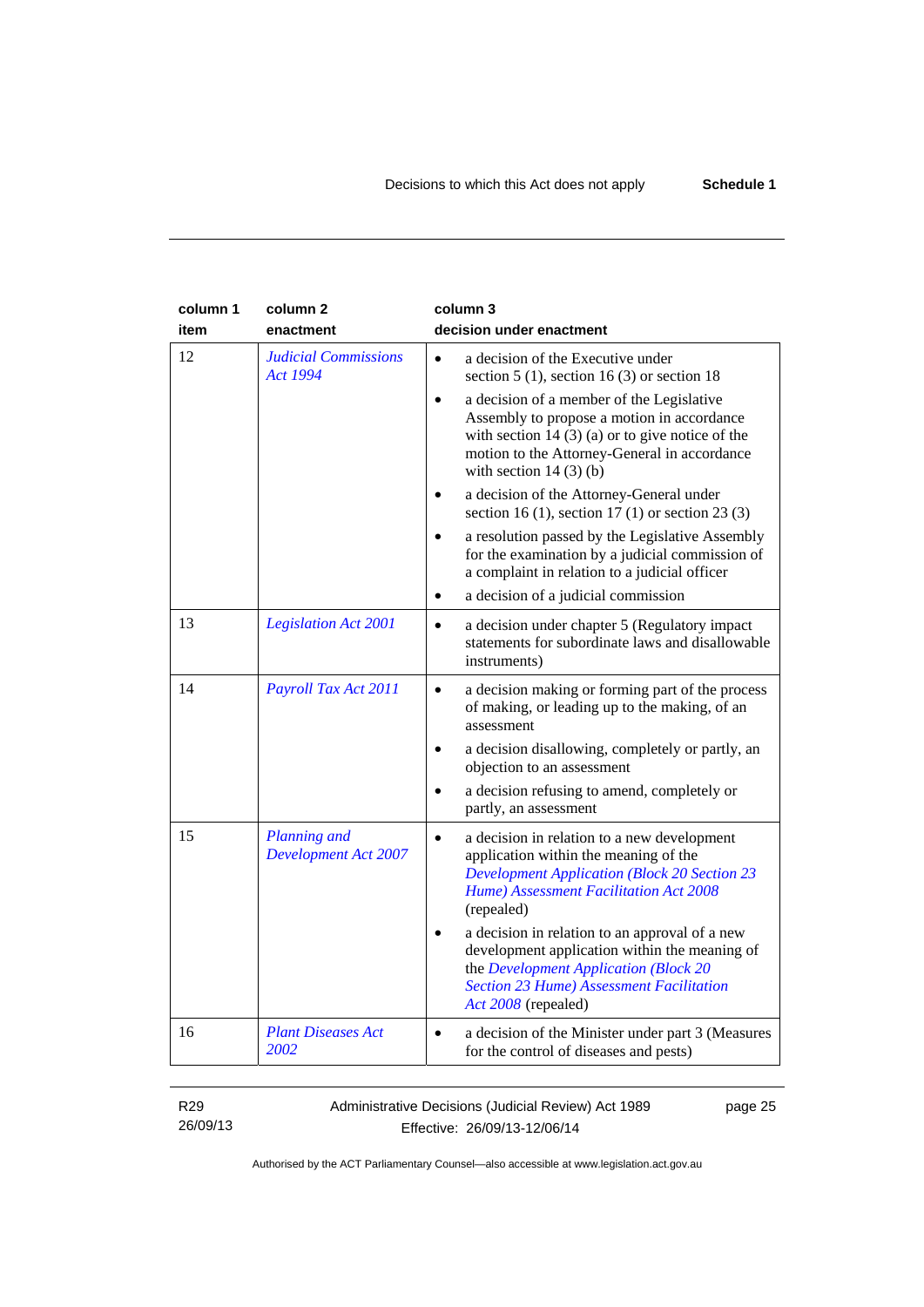| column 1 item | column 2 enactment | column 3 decision under enactment |
|---|---|---|
| 12 | *Judicial Commissions Act 1994* | • a decision of the Executive under section 5 (1), section 16 (3) or section 18<br>• a decision of a member of the Legislative Assembly to propose a motion in accordance with section 14 (3) (a) or to give notice of the motion to the Attorney-General in accordance with section 14 (3) (b)<br>• a decision of the Attorney-General under section 16 (1), section 17 (1) or section 23 (3)<br>• a resolution passed by the Legislative Assembly for the examination by a judicial commission of a complaint in relation to a judicial officer<br>• a decision of a judicial commission |
| 13 | *Legislation Act 2001* | • a decision under chapter 5 (Regulatory impact statements for subordinate laws and disallowable instruments) |
| 14 | *Payroll Tax Act 2011* | • a decision making or forming part of the process of making, or leading up to the making, of an assessment<br>• a decision disallowing, completely or partly, an objection to an assessment<br>• a decision refusing to amend, completely or partly, an assessment |
| 15 | *Planning and Development Act 2007* | • a decision in relation to a new development application within the meaning of the *Development Application (Block 20 Section 23 Hume) Assessment Facilitation Act 2008* (repealed)<br>• a decision in relation to an approval of a new development application within the meaning of the *Development Application (Block 20 Section 23 Hume) Assessment Facilitation Act 2008* (repealed) |
| 16 | *Plant Diseases Act 2002* | • a decision of the Minister under part 3 (Measures for the control of diseases and pests) |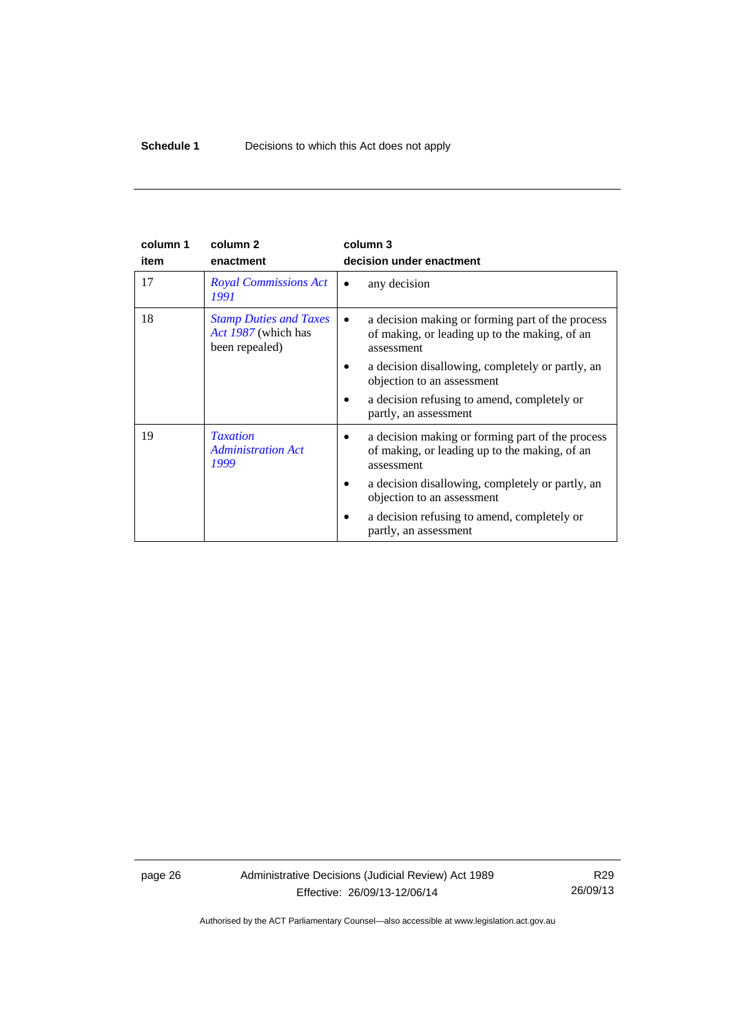| column 1 item | column 2 enactment | column 3 decision under enactment |
|---|---|---|
| 17 | *Royal Commissions Act 1991* | • any decision |
| 18 | *Stamp Duties and Taxes Act 1987* (which has been repealed) | • a decision making or forming part of the process of making, or leading up to the making, of an assessment<br>• a decision disallowing, completely or partly, an objection to an assessment<br>• a decision refusing to amend, completely or partly, an assessment |
| 19 | *Taxation Administration Act 1999* | • a decision making or forming part of the process of making, or leading up to the making, of an assessment<br>• a decision disallowing, completely or partly, an objection to an assessment<br>• a decision refusing to amend, completely or partly, an assessment |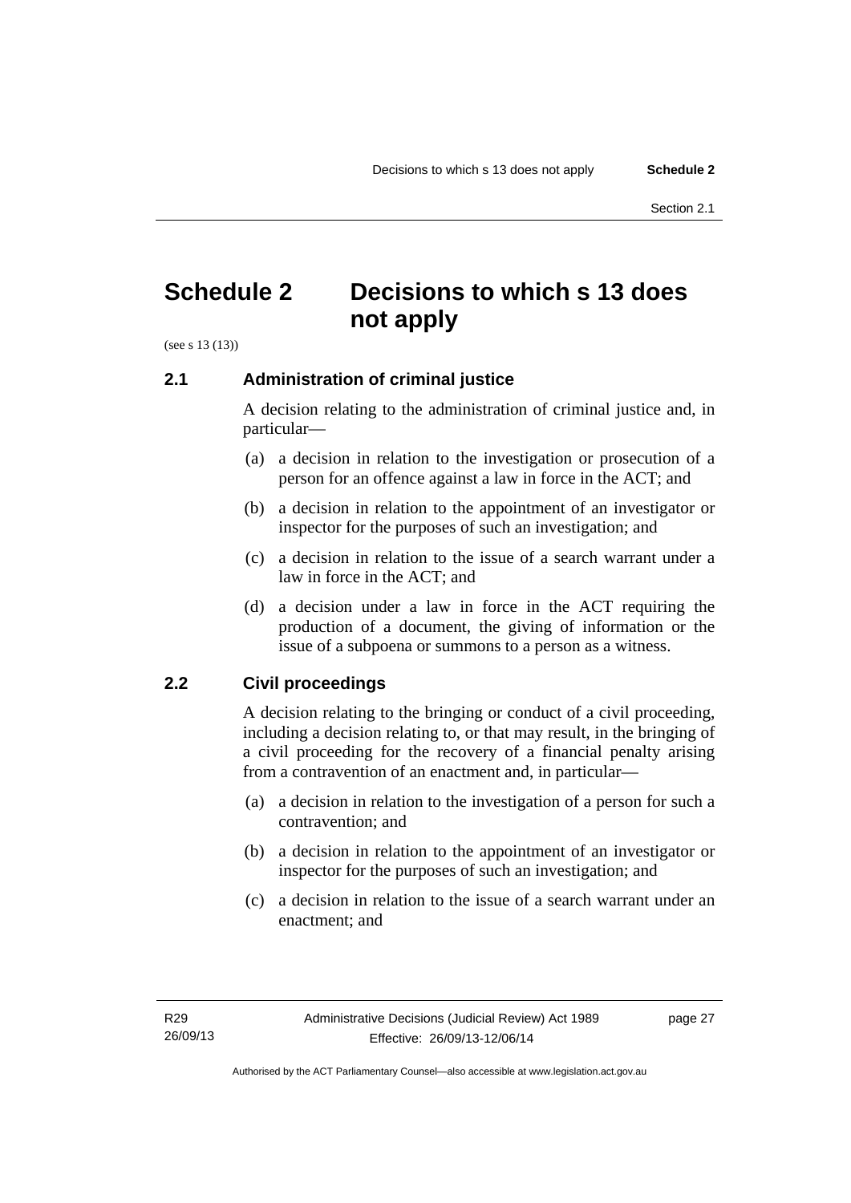# Schedule 2 Decisions to which s 13 does not apply

(see s 13 (13))

## 2.1 Administration of criminal justice

A decision relating to the administration of criminal justice and, in particular—

(a) a decision in relation to the investigation or prosecution of a person for an offence against a law in force in the ACT; and

(b) a decision in relation to the appointment of an investigator or inspector for the purposes of such an investigation; and

(c) a decision in relation to the issue of a search warrant under a law in force in the ACT; and

(d) a decision under a law in force in the ACT requiring the production of a document, the giving of information or the issue of a subpoena or summons to a person as a witness.

## 2.2 Civil proceedings

A decision relating to the bringing or conduct of a civil proceeding, including a decision relating to, or that may result, in the bringing of a civil proceeding for the recovery of a financial penalty arising from a contravention of an enactment and, in particular—

(a) a decision in relation to the investigation of a person for such a contravention; and

(b) a decision in relation to the appointment of an investigator or inspector for the purposes of such an investigation; and

(c) a decision in relation to the issue of a search warrant under an enactment; and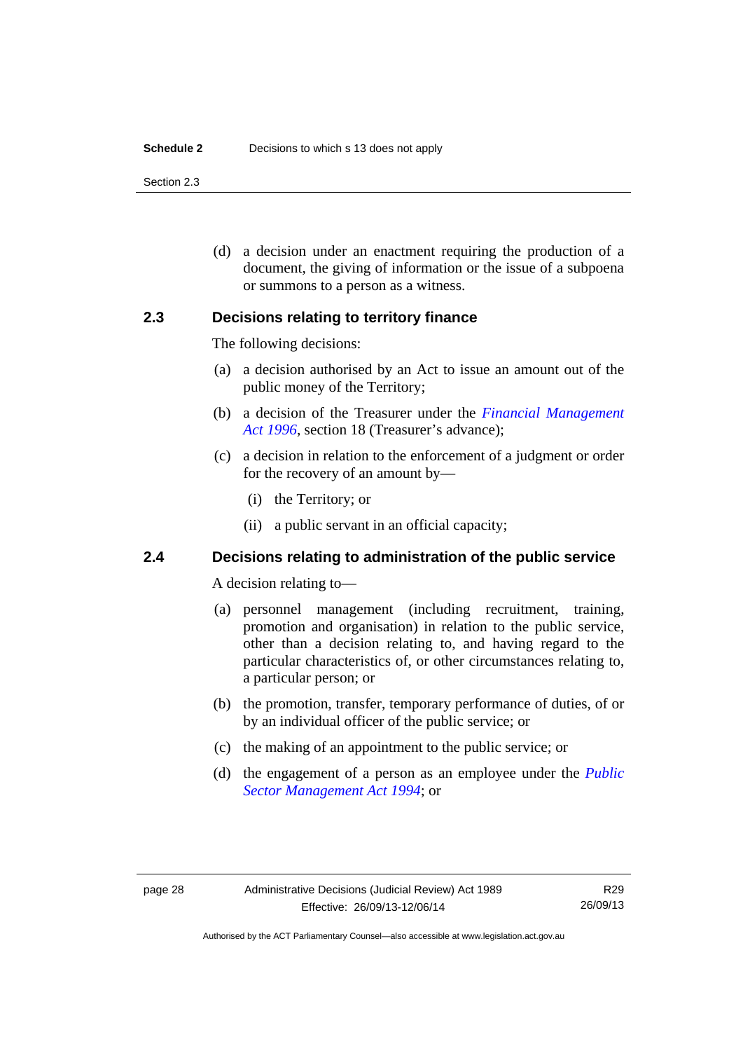(d) a decision under an enactment requiring the production of a document, the giving of information or the issue of a subpoena or summons to a person as a witness.

## 2.3 Decisions relating to territory finance

The following decisions:

(a) a decision authorised by an Act to issue an amount out of the public money of the Territory;

(b) a decision of the Treasurer under the *Financial Management Act 1996*, section 18 (Treasurer's advance);

(c) a decision in relation to the enforcement of a judgment or order for the recovery of an amount by—

(i) the Territory; or

(ii) a public servant in an official capacity;

## 2.4 Decisions relating to administration of the public service

A decision relating to—

(a) personnel management (including recruitment, training, promotion and organisation) in relation to the public service, other than a decision relating to, and having regard to the particular characteristics of, or other circumstances relating to, a particular person; or

(b) the promotion, transfer, temporary performance of duties, of or by an individual officer of the public service; or

(c) the making of an appointment to the public service; or

(d) the engagement of a person as an employee under the *Public Sector Management Act 1994*; or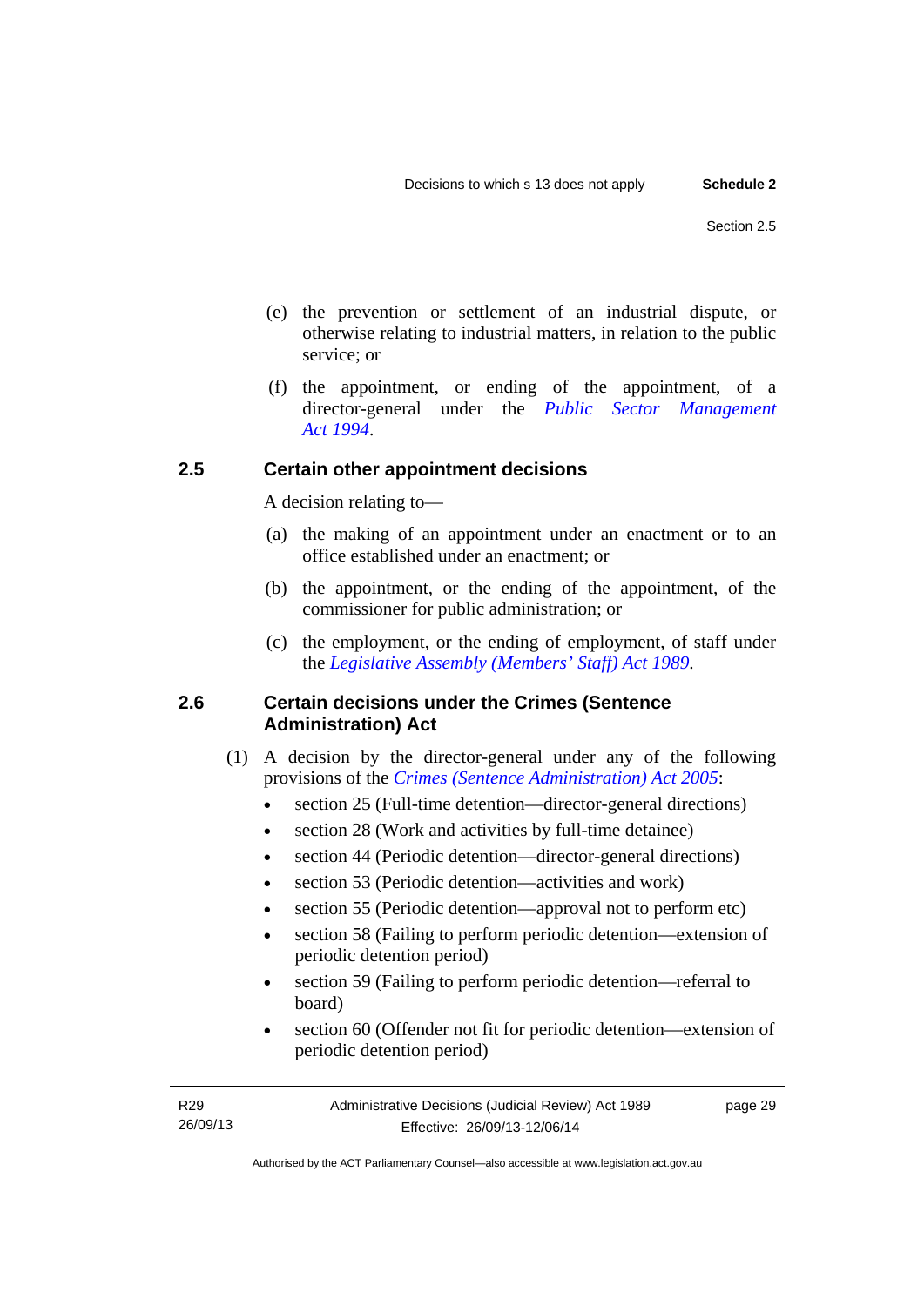(e) the prevention or settlement of an industrial dispute, or otherwise relating to industrial matters, in relation to the public service; or

(f) the appointment, or ending of the appointment, of a director-general under the *Public Sector Management Act 1994*.

### 2.5 Certain other appointment decisions

A decision relating to—

(a) the making of an appointment under an enactment or to an office established under an enactment; or

(b) the appointment, or the ending of the appointment, of the commissioner for public administration; or

(c) the employment, or the ending of employment, of staff under the *Legislative Assembly (Members' Staff) Act 1989*.

### 2.6 Certain decisions under the Crimes (Sentence Administration) Act

(1) A decision by the director-general under any of the following provisions of the *Crimes (Sentence Administration) Act 2005*:

- section 25 (Full-time detention—director-general directions)
- section 28 (Work and activities by full-time detainee)
- section 44 (Periodic detention—director-general directions)
- section 53 (Periodic detention—activities and work)
- section 55 (Periodic detention—approval not to perform etc)
- section 58 (Failing to perform periodic detention—extension of periodic detention period)
- section 59 (Failing to perform periodic detention—referral to board)
- section 60 (Offender not fit for periodic detention—extension of periodic detention period)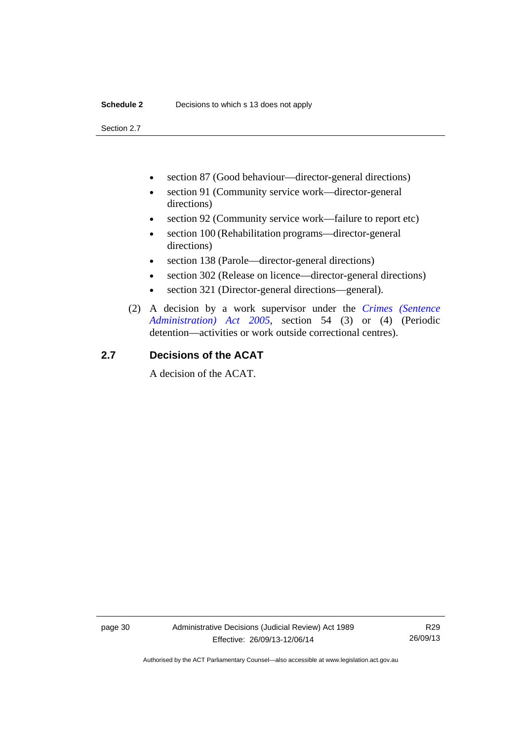- section 87 (Good behaviour—director-general directions)
- section 91 (Community service work—director-general directions)
- section 92 (Community service work—failure to report etc)
- section 100 (Rehabilitation programs—director-general directions)
- section 138 (Parole—director-general directions)
- section 302 (Release on licence—director-general directions)
- section 321 (Director-general directions—general).

(2) A decision by a work supervisor under the *Crimes (Sentence Administration) Act 2005*, section 54 (3) or (4) (Periodic detention—activities or work outside correctional centres).

## 2.7 Decisions of the ACAT

A decision of the ACAT.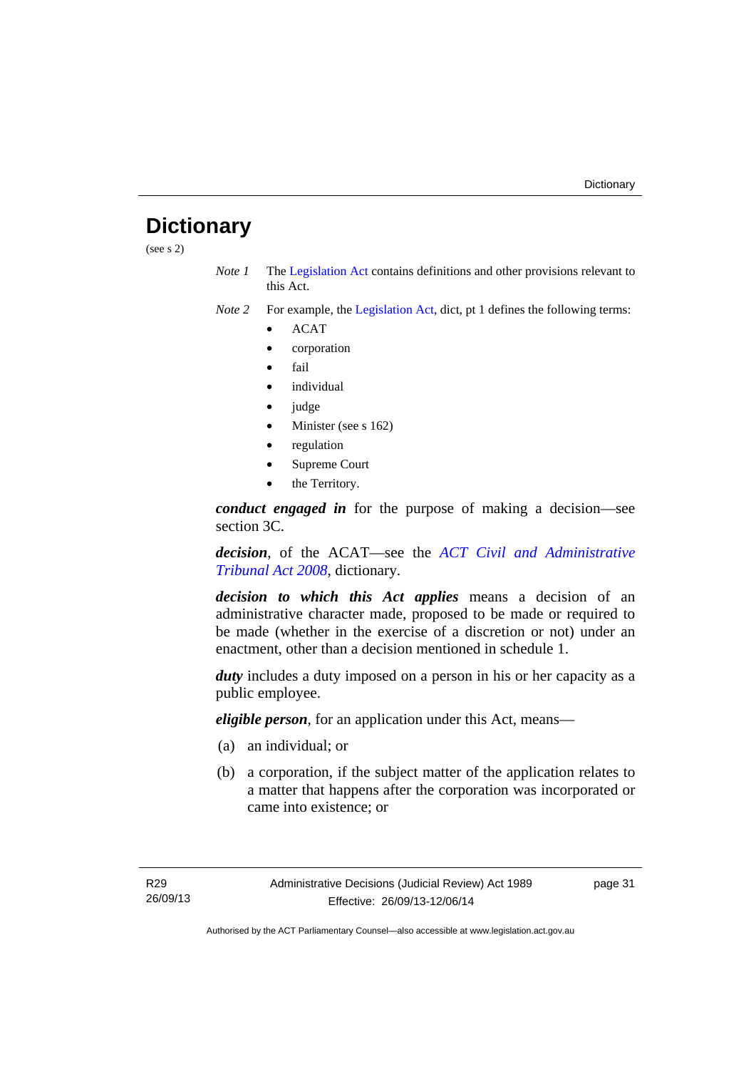# Dictionary

(see s 2)

*Note 1* The Legislation Act contains definitions and other provisions relevant to this Act.

*Note 2* For example, the Legislation Act, dict, pt 1 defines the following terms:

- ACAT
- corporation
- fail
- individual
- judge
- Minister (see s 162)
- regulation
- Supreme Court
- the Territory.

***conduct engaged in*** for the purpose of making a decision—see section 3C.

***decision***, of the ACAT—see the *ACT Civil and Administrative Tribunal Act 2008*, dictionary.

***decision to which this Act applies*** means a decision of an administrative character made, proposed to be made or required to be made (whether in the exercise of a discretion or not) under an enactment, other than a decision mentioned in schedule 1.

***duty*** includes a duty imposed on a person in his or her capacity as a public employee.

***eligible person***, for an application under this Act, means—

(a) an individual; or

(b) a corporation, if the subject matter of the application relates to a matter that happens after the corporation was incorporated or came into existence; or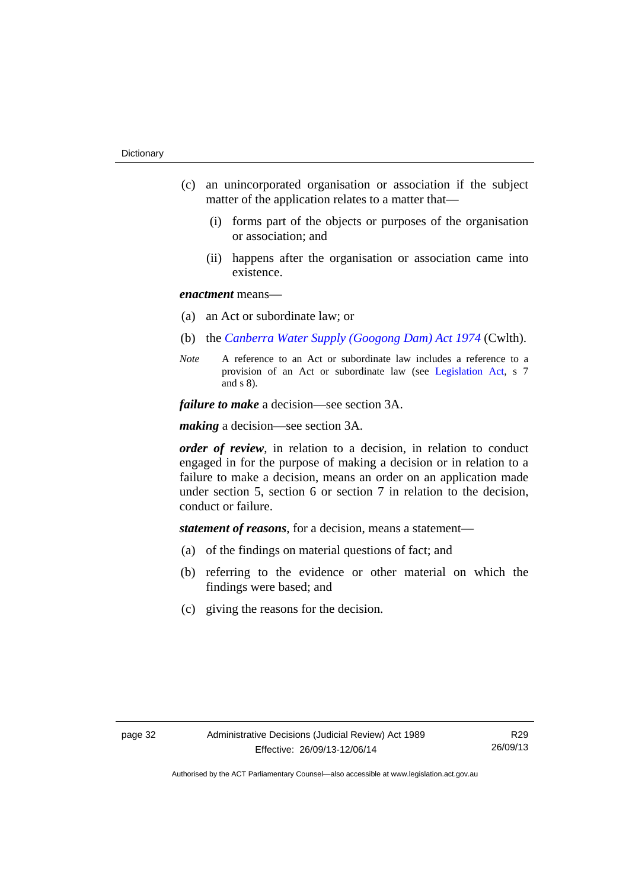(c) an unincorporated organisation or association if the subject matter of the application relates to a matter that—

 (i) forms part of the objects or purposes of the organisation or association; and

 (ii) happens after the organisation or association came into existence.

***enactment*** means—

(a) an Act or subordinate law; or

(b) the *Canberra Water Supply (Googong Dam) Act 1974* (Cwlth).

*Note* A reference to an Act or subordinate law includes a reference to a provision of an Act or subordinate law (see Legislation Act, s 7 and s 8).

***failure to make*** a decision—see section 3A.

***making*** a decision—see section 3A.

***order of review***, in relation to a decision, in relation to conduct engaged in for the purpose of making a decision or in relation to a failure to make a decision, means an order on an application made under section 5, section 6 or section 7 in relation to the decision, conduct or failure.

***statement of reasons***, for a decision, means a statement—

(a) of the findings on material questions of fact; and

(b) referring to the evidence or other material on which the findings were based; and

(c) giving the reasons for the decision.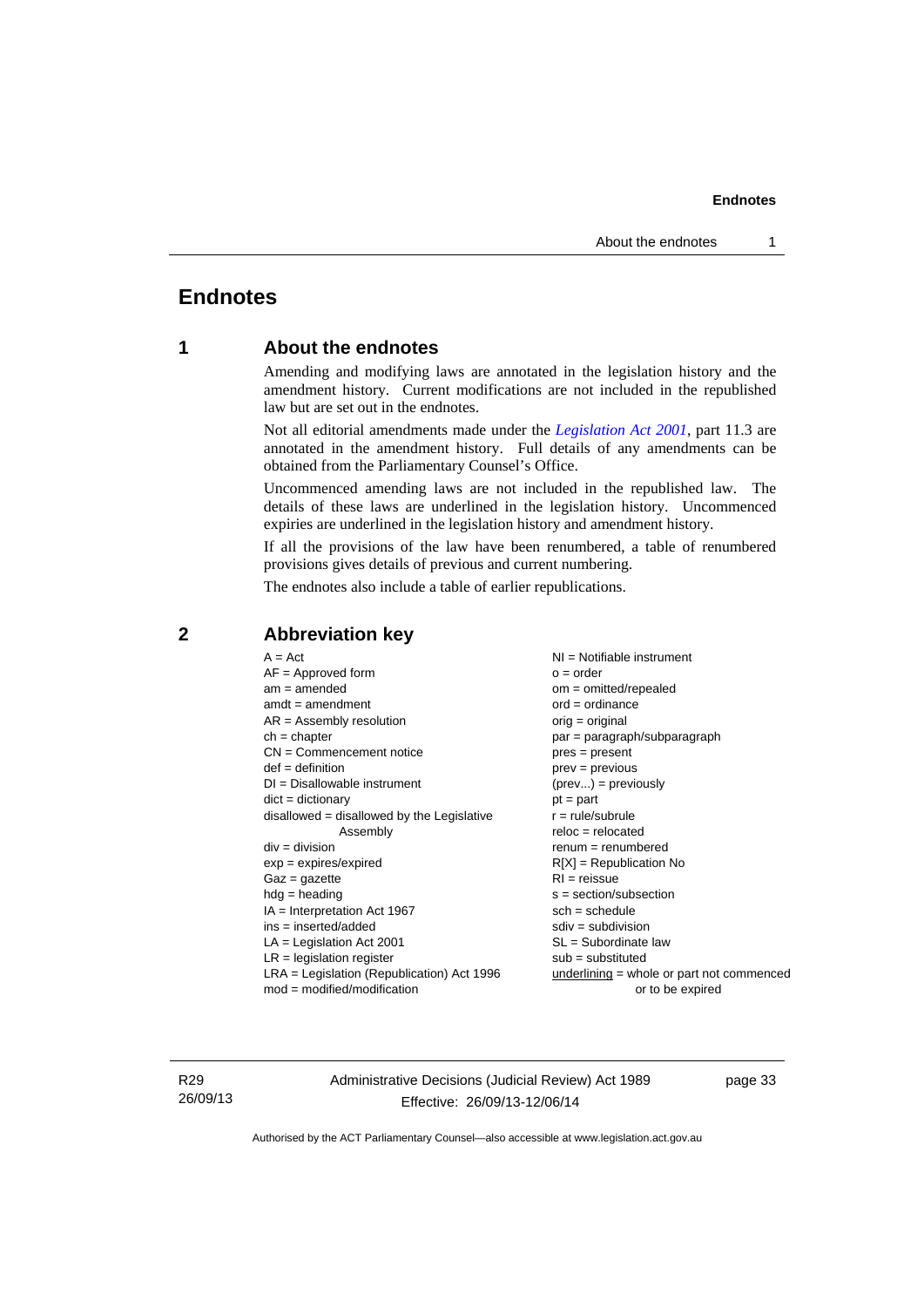# Endnotes

## 1 About the endnotes

Amending and modifying laws are annotated in the legislation history and the amendment history. Current modifications are not included in the republished law but are set out in the endnotes.

Not all editorial amendments made under the *Legislation Act 2001*, part 11.3 are annotated in the amendment history. Full details of any amendments can be obtained from the Parliamentary Counsel's Office.

Uncommenced amending laws are not included in the republished law. The details of these laws are underlined in the legislation history. Uncommenced expiries are underlined in the legislation history and amendment history.

If all the provisions of the law have been renumbered, a table of renumbered provisions gives details of previous and current numbering.

The endnotes also include a table of earlier republications.

## 2 Abbreviation key

A = Act
AF = Approved form
am = amended
amdt = amendment
AR = Assembly resolution
ch = chapter
CN = Commencement notice
def = definition
DI = Disallowable instrument
dict = dictionary
disallowed = disallowed by the Legislative Assembly
div = division
exp = expires/expired
Gaz = gazette
hdg = heading
IA = Interpretation Act 1967
ins = inserted/added
LA = Legislation Act 2001
LR = legislation register
LRA = Legislation (Republication) Act 1996
mod = modified/modification
NI = Notifiable instrument
o = order
om = omitted/repealed
ord = ordinance
orig = original
par = paragraph/subparagraph
pres = present
prev = previous
(prev...) = previously
pt = part
r = rule/subrule
reloc = relocated
renum = renumbered
R[X] = Republication No
RI = reissue
s = section/subsection
sch = schedule
sdiv = subdivision
SL = Subordinate law
sub = substituted
underlining = whole or part not commenced or to be expired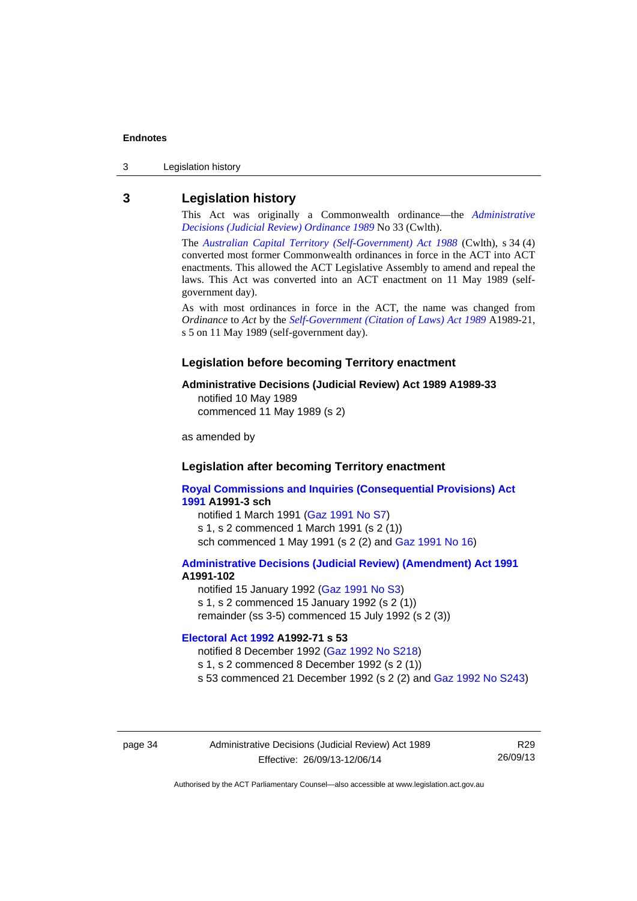## 3 Legislation history

This Act was originally a Commonwealth ordinance—the *Administrative Decisions (Judicial Review) Ordinance 1989* No 33 (Cwlth).

The *Australian Capital Territory (Self-Government) Act 1988* (Cwlth), s 34 (4) converted most former Commonwealth ordinances in force in the ACT into ACT enactments. This allowed the ACT Legislative Assembly to amend and repeal the laws. This Act was converted into an ACT enactment on 11 May 1989 (self-government day).

As with most ordinances in force in the ACT, the name was changed from *Ordinance* to *Act* by the *Self-Government (Citation of Laws) Act 1989* A1989-21, s 5 on 11 May 1989 (self-government day).

### Legislation before becoming Territory enactment

**Administrative Decisions (Judicial Review) Act 1989 A1989-33**

notified 10 May 1989
commenced 11 May 1989 (s 2)

as amended by

### Legislation after becoming Territory enactment

**Royal Commissions and Inquiries (Consequential Provisions) Act 1991 A1991-3 sch**

notified 1 March 1991 (Gaz 1991 No S7)
s 1, s 2 commenced 1 March 1991 (s 2 (1))
sch commenced 1 May 1991 (s 2 (2) and Gaz 1991 No 16)

**Administrative Decisions (Judicial Review) (Amendment) Act 1991 A1991-102**

notified 15 January 1992 (Gaz 1991 No S3)
s 1, s 2 commenced 15 January 1992 (s 2 (1))
remainder (ss 3-5) commenced 15 July 1992 (s 2 (3))

**Electoral Act 1992 A1992-71 s 53**

notified 8 December 1992 (Gaz 1992 No S218)
s 1, s 2 commenced 8 December 1992 (s 2 (1))
s 53 commenced 21 December 1992 (s 2 (2) and Gaz 1992 No S243)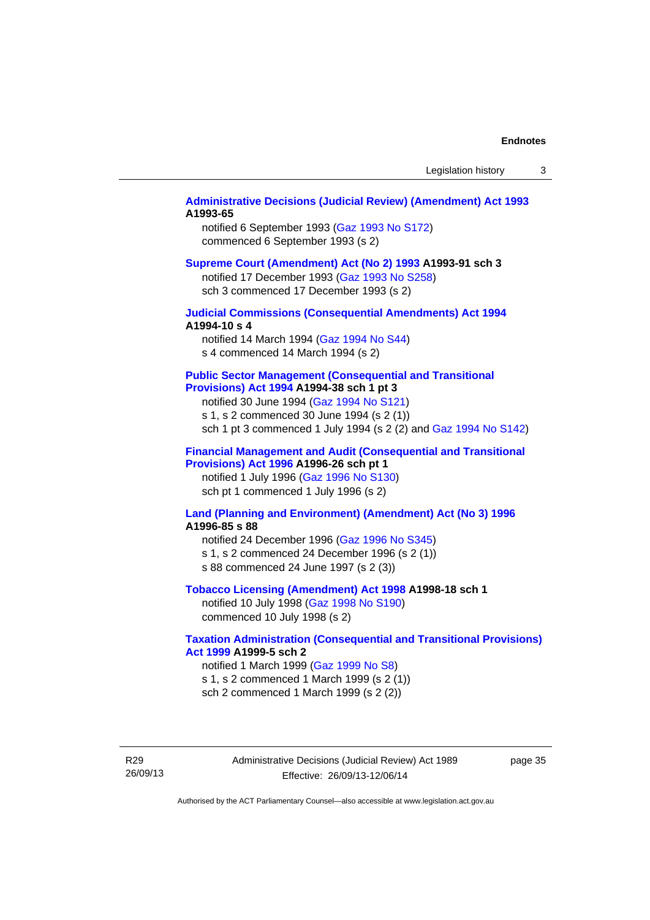**Administrative Decisions (Judicial Review) (Amendment) Act 1993 A1993-65**

notified 6 September 1993 (Gaz 1993 No S172)
commenced 6 September 1993 (s 2)

**Supreme Court (Amendment) Act (No 2) 1993 A1993-91 sch 3**

notified 17 December 1993 (Gaz 1993 No S258)
sch 3 commenced 17 December 1993 (s 2)

**Judicial Commissions (Consequential Amendments) Act 1994 A1994-10 s 4**

notified 14 March 1994 (Gaz 1994 No S44)
s 4 commenced 14 March 1994 (s 2)

**Public Sector Management (Consequential and Transitional Provisions) Act 1994 A1994-38 sch 1 pt 3**

notified 30 June 1994 (Gaz 1994 No S121)
s 1, s 2 commenced 30 June 1994 (s 2 (1))
sch 1 pt 3 commenced 1 July 1994 (s 2 (2) and Gaz 1994 No S142)

**Financial Management and Audit (Consequential and Transitional Provisions) Act 1996 A1996-26 sch pt 1**

notified 1 July 1996 (Gaz 1996 No S130)
sch pt 1 commenced 1 July 1996 (s 2)

**Land (Planning and Environment) (Amendment) Act (No 3) 1996 A1996-85 s 88**

notified 24 December 1996 (Gaz 1996 No S345)
s 1, s 2 commenced 24 December 1996 (s 2 (1))
s 88 commenced 24 June 1997 (s 2 (3))

**Tobacco Licensing (Amendment) Act 1998 A1998-18 sch 1**

notified 10 July 1998 (Gaz 1998 No S190)
commenced 10 July 1998 (s 2)

**Taxation Administration (Consequential and Transitional Provisions) Act 1999 A1999-5 sch 2**

notified 1 March 1999 (Gaz 1999 No S8)
s 1, s 2 commenced 1 March 1999 (s 2 (1))
sch 2 commenced 1 March 1999 (s 2 (2))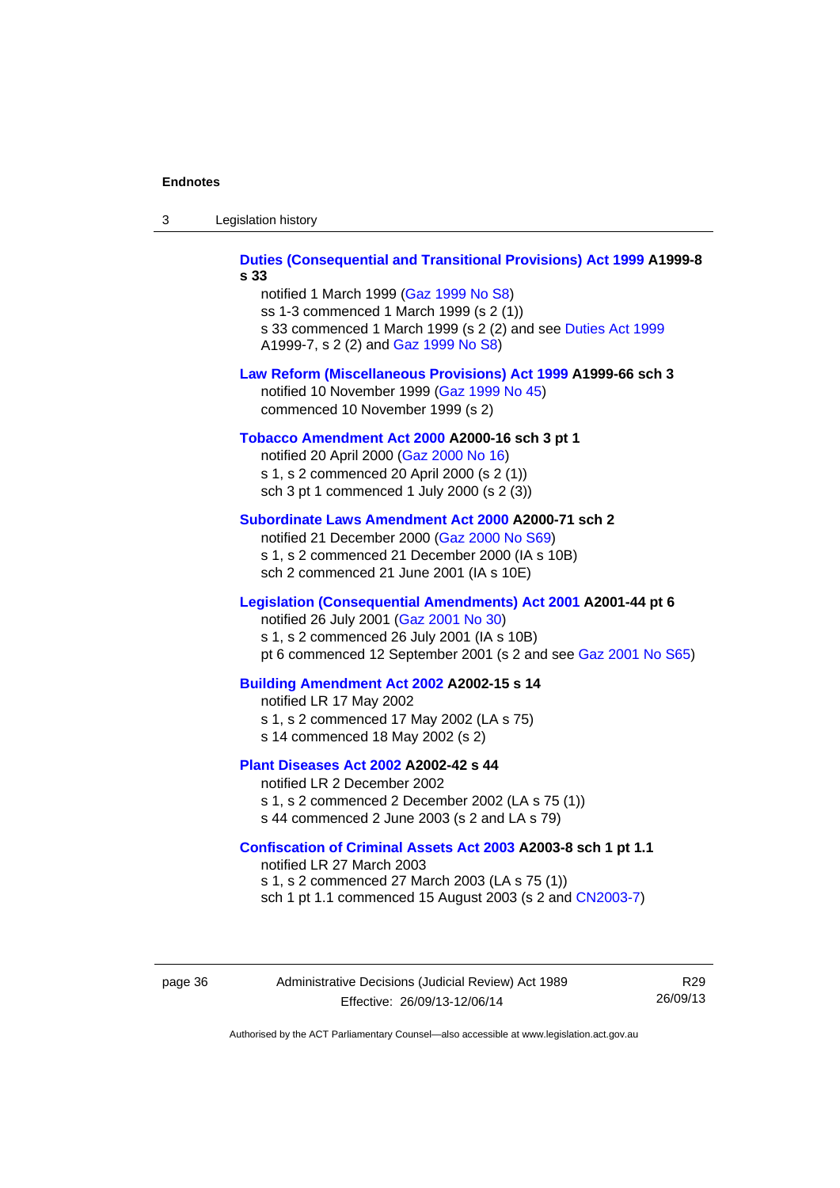**Duties (Consequential and Transitional Provisions) Act 1999 A1999-8 s 33**

notified 1 March 1999 (Gaz 1999 No S8)
ss 1-3 commenced 1 March 1999 (s 2 (1))
s 33 commenced 1 March 1999 (s 2 (2) and see Duties Act 1999 A1999-7, s 2 (2) and Gaz 1999 No S8)

**Law Reform (Miscellaneous Provisions) Act 1999 A1999-66 sch 3**

notified 10 November 1999 (Gaz 1999 No 45)
commenced 10 November 1999 (s 2)

**Tobacco Amendment Act 2000 A2000-16 sch 3 pt 1**

notified 20 April 2000 (Gaz 2000 No 16)
s 1, s 2 commenced 20 April 2000 (s 2 (1))
sch 3 pt 1 commenced 1 July 2000 (s 2 (3))

**Subordinate Laws Amendment Act 2000 A2000-71 sch 2**

notified 21 December 2000 (Gaz 2000 No S69)
s 1, s 2 commenced 21 December 2000 (IA s 10B)
sch 2 commenced 21 June 2001 (IA s 10E)

**Legislation (Consequential Amendments) Act 2001 A2001-44 pt 6**

notified 26 July 2001 (Gaz 2001 No 30)
s 1, s 2 commenced 26 July 2001 (IA s 10B)
pt 6 commenced 12 September 2001 (s 2 and see Gaz 2001 No S65)

**Building Amendment Act 2002 A2002-15 s 14**

notified LR 17 May 2002
s 1, s 2 commenced 17 May 2002 (LA s 75)
s 14 commenced 18 May 2002 (s 2)

**Plant Diseases Act 2002 A2002-42 s 44**

notified LR 2 December 2002
s 1, s 2 commenced 2 December 2002 (LA s 75 (1))
s 44 commenced 2 June 2003 (s 2 and LA s 79)

**Confiscation of Criminal Assets Act 2003 A2003-8 sch 1 pt 1.1**

notified LR 27 March 2003
s 1, s 2 commenced 27 March 2003 (LA s 75 (1))
sch 1 pt 1.1 commenced 15 August 2003 (s 2 and CN2003-7)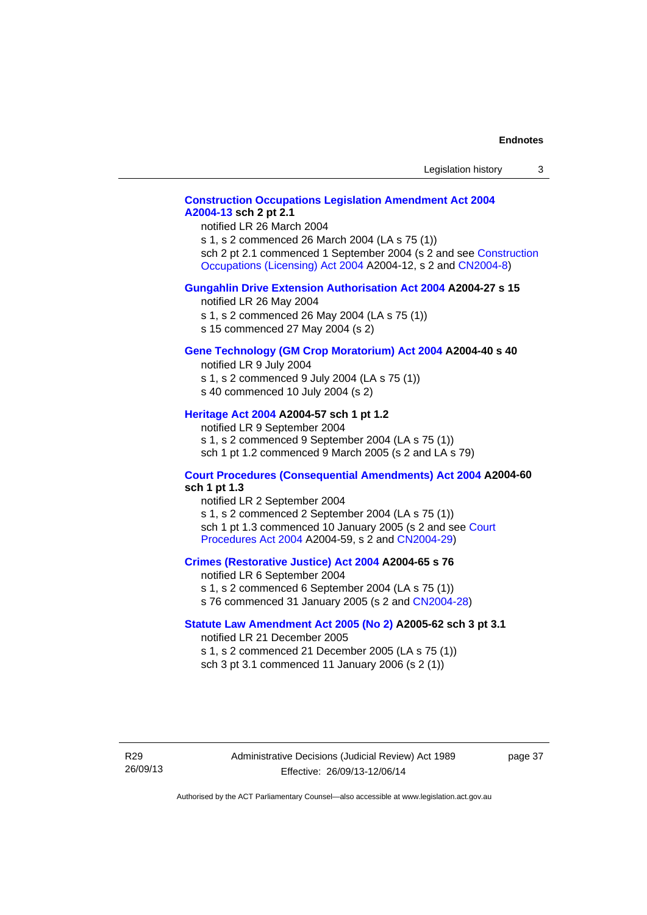**Construction Occupations Legislation Amendment Act 2004 A2004-13 sch 2 pt 2.1**

notified LR 26 March 2004

s 1, s 2 commenced 26 March 2004 (LA s 75 (1))

sch 2 pt 2.1 commenced 1 September 2004 (s 2 and see Construction Occupations (Licensing) Act 2004 A2004-12, s 2 and CN2004-8)

**Gungahlin Drive Extension Authorisation Act 2004 A2004-27 s 15**

notified LR 26 May 2004

s 1, s 2 commenced 26 May 2004 (LA s 75 (1))

s 15 commenced 27 May 2004 (s 2)

**Gene Technology (GM Crop Moratorium) Act 2004 A2004-40 s 40**

notified LR 9 July 2004

s 1, s 2 commenced 9 July 2004 (LA s 75 (1))

s 40 commenced 10 July 2004 (s 2)

**Heritage Act 2004 A2004-57 sch 1 pt 1.2**

notified LR 9 September 2004

s 1, s 2 commenced 9 September 2004 (LA s 75 (1))

sch 1 pt 1.2 commenced 9 March 2005 (s 2 and LA s 79)

**Court Procedures (Consequential Amendments) Act 2004 A2004-60 sch 1 pt 1.3**

notified LR 2 September 2004

s 1, s 2 commenced 2 September 2004 (LA s 75 (1))

sch 1 pt 1.3 commenced 10 January 2005 (s 2 and see Court Procedures Act 2004 A2004-59, s 2 and CN2004-29)

**Crimes (Restorative Justice) Act 2004 A2004-65 s 76**

notified LR 6 September 2004

s 1, s 2 commenced 6 September 2004 (LA s 75 (1))

s 76 commenced 31 January 2005 (s 2 and CN2004-28)

**Statute Law Amendment Act 2005 (No 2) A2005-62 sch 3 pt 3.1**

notified LR 21 December 2005

s 1, s 2 commenced 21 December 2005 (LA s 75 (1))

sch 3 pt 3.1 commenced 11 January 2006 (s 2 (1))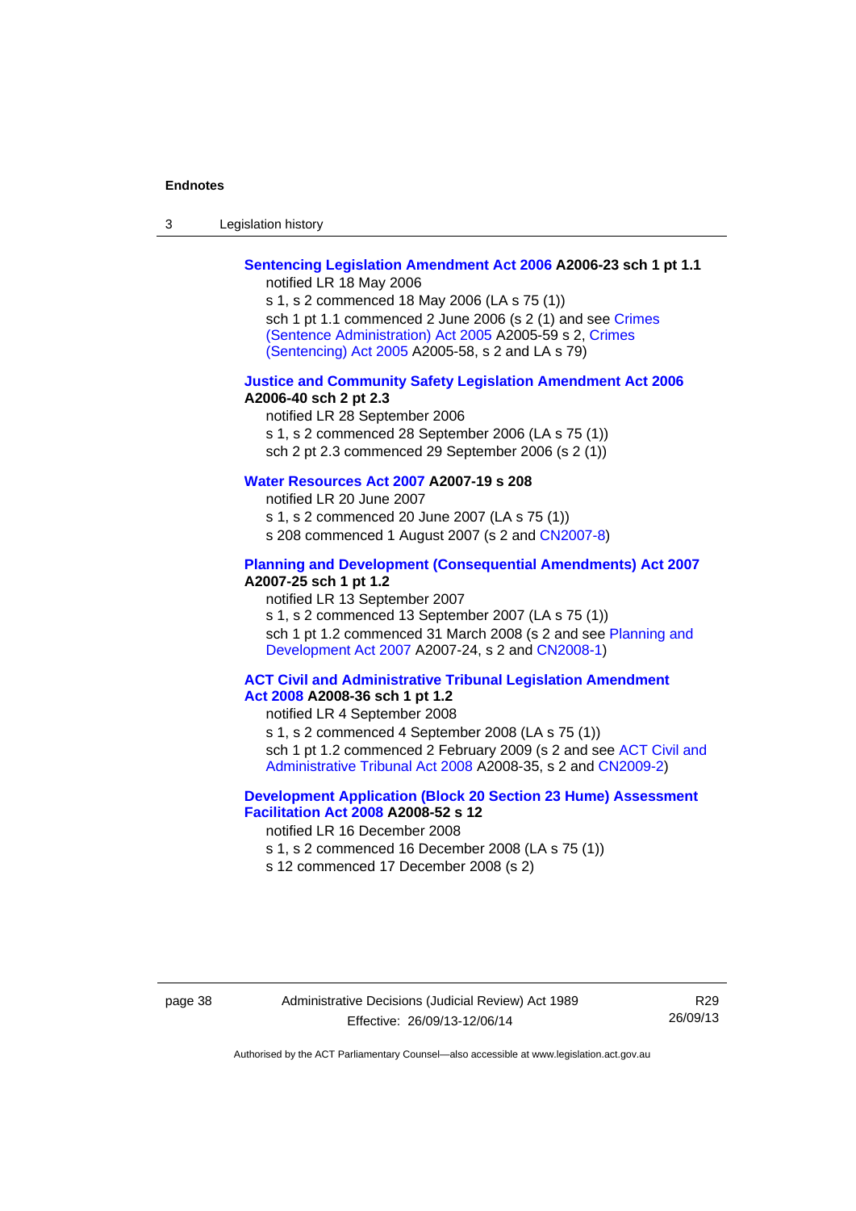**Sentencing Legislation Amendment Act 2006 A2006-23 sch 1 pt 1.1**

notified LR 18 May 2006

s 1, s 2 commenced 18 May 2006 (LA s 75 (1))

sch 1 pt 1.1 commenced 2 June 2006 (s 2 (1) and see Crimes (Sentence Administration) Act 2005 A2005-59 s 2, Crimes (Sentencing) Act 2005 A2005-58, s 2 and LA s 79)

**Justice and Community Safety Legislation Amendment Act 2006 A2006-40 sch 2 pt 2.3**

notified LR 28 September 2006

s 1, s 2 commenced 28 September 2006 (LA s 75 (1))

sch 2 pt 2.3 commenced 29 September 2006 (s 2 (1))

**Water Resources Act 2007 A2007-19 s 208**

notified LR 20 June 2007

s 1, s 2 commenced 20 June 2007 (LA s 75 (1))

s 208 commenced 1 August 2007 (s 2 and CN2007-8)

**Planning and Development (Consequential Amendments) Act 2007 A2007-25 sch 1 pt 1.2**

notified LR 13 September 2007

s 1, s 2 commenced 13 September 2007 (LA s 75 (1))

sch 1 pt 1.2 commenced 31 March 2008 (s 2 and see Planning and Development Act 2007 A2007-24, s 2 and CN2008-1)

**ACT Civil and Administrative Tribunal Legislation Amendment Act 2008 A2008-36 sch 1 pt 1.2**

notified LR 4 September 2008

s 1, s 2 commenced 4 September 2008 (LA s 75 (1))

sch 1 pt 1.2 commenced 2 February 2009 (s 2 and see ACT Civil and Administrative Tribunal Act 2008 A2008-35, s 2 and CN2009-2)

**Development Application (Block 20 Section 23 Hume) Assessment Facilitation Act 2008 A2008-52 s 12**

notified LR 16 December 2008

s 1, s 2 commenced 16 December 2008 (LA s 75 (1))

s 12 commenced 17 December 2008 (s 2)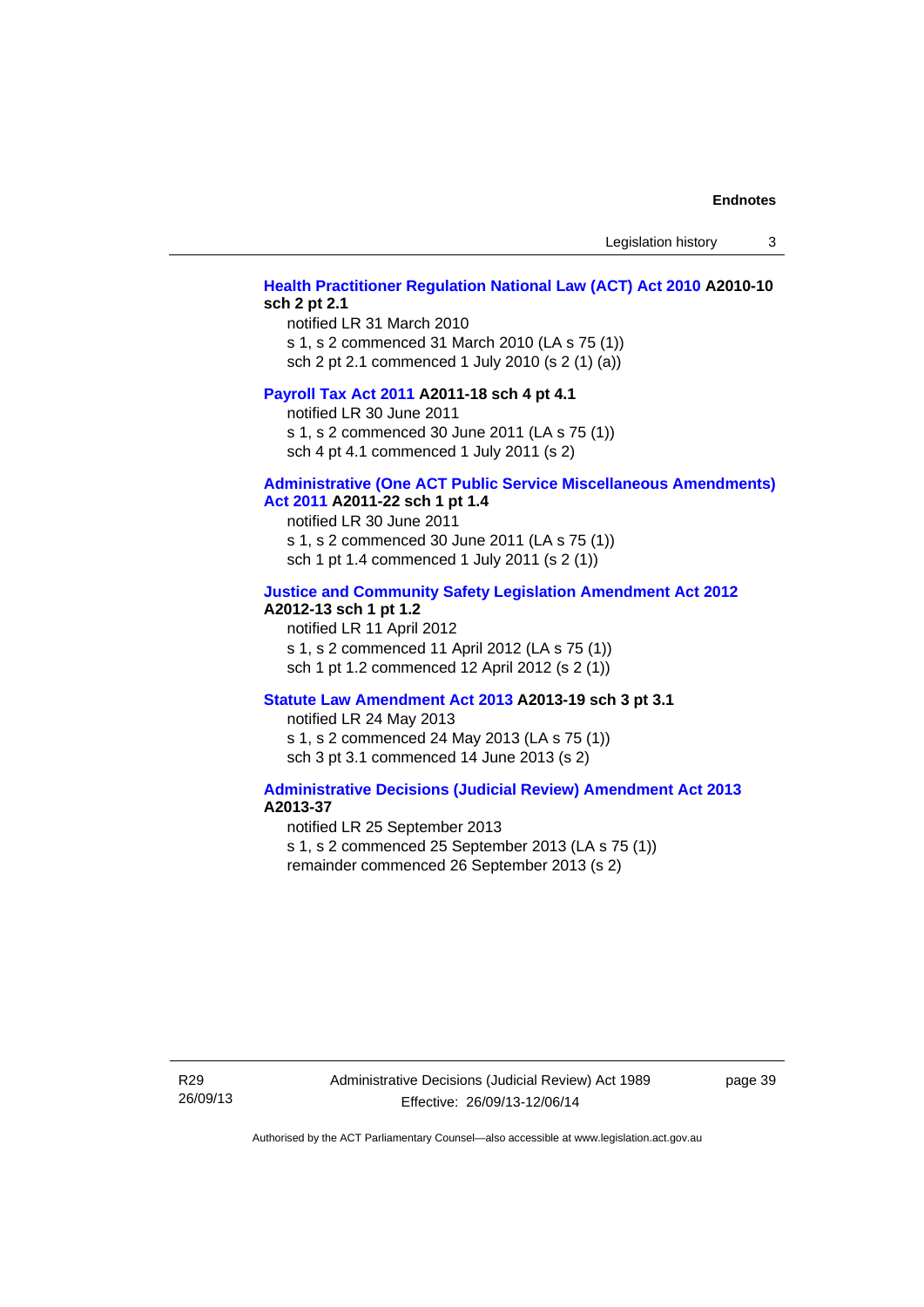**Health Practitioner Regulation National Law (ACT) Act 2010 A2010-10 sch 2 pt 2.1**

notified LR 31 March 2010
s 1, s 2 commenced 31 March 2010 (LA s 75 (1))
sch 2 pt 2.1 commenced 1 July 2010 (s 2 (1) (a))

**Payroll Tax Act 2011 A2011-18 sch 4 pt 4.1**

notified LR 30 June 2011
s 1, s 2 commenced 30 June 2011 (LA s 75 (1))
sch 4 pt 4.1 commenced 1 July 2011 (s 2)

**Administrative (One ACT Public Service Miscellaneous Amendments) Act 2011 A2011-22 sch 1 pt 1.4**

notified LR 30 June 2011
s 1, s 2 commenced 30 June 2011 (LA s 75 (1))
sch 1 pt 1.4 commenced 1 July 2011 (s 2 (1))

**Justice and Community Safety Legislation Amendment Act 2012 A2012-13 sch 1 pt 1.2**

notified LR 11 April 2012
s 1, s 2 commenced 11 April 2012 (LA s 75 (1))
sch 1 pt 1.2 commenced 12 April 2012 (s 2 (1))

**Statute Law Amendment Act 2013 A2013-19 sch 3 pt 3.1**

notified LR 24 May 2013
s 1, s 2 commenced 24 May 2013 (LA s 75 (1))
sch 3 pt 3.1 commenced 14 June 2013 (s 2)

**Administrative Decisions (Judicial Review) Amendment Act 2013 A2013-37**

notified LR 25 September 2013
s 1, s 2 commenced 25 September 2013 (LA s 75 (1))
remainder commenced 26 September 2013 (s 2)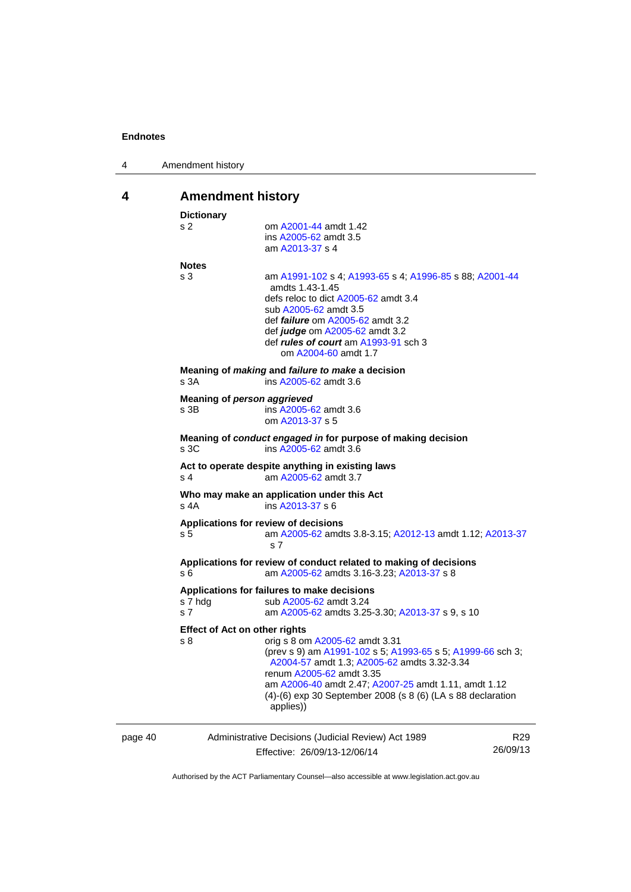## 4 Amendment history

**Dictionary**

s 2 om A2001-44 amdt 1.42
ins A2005-62 amdt 3.5
am A2013-37 s 4

**Notes**

s 3 am A1991-102 s 4; A1993-65 s 4; A1996-85 s 88; A2001-44 amdts 1.43-1.45
defs reloc to dict A2005-62 amdt 3.4
sub A2005-62 amdt 3.5
def ***failure*** om A2005-62 amdt 3.2
def ***judge*** om A2005-62 amdt 3.2
def ***rules of court*** am A1993-91 sch 3
om A2004-60 amdt 1.7

**Meaning of *making* and *failure to make* a decision**

s 3A ins A2005-62 amdt 3.6

**Meaning of *person aggrieved***

s 3B ins A2005-62 amdt 3.6
om A2013-37 s 5

**Meaning of *conduct engaged in* for purpose of making decision**

s 3C ins A2005-62 amdt 3.6

**Act to operate despite anything in existing laws**

s 4 am A2005-62 amdt 3.7

**Who may make an application under this Act**

s 4A ins A2013-37 s 6

**Applications for review of decisions**

s 5 am A2005-62 amdts 3.8-3.15; A2012-13 amdt 1.12; A2013-37 s 7

**Applications for review of conduct related to making of decisions**

s 6 am A2005-62 amdts 3.16-3.23; A2013-37 s 8

**Applications for failures to make decisions**

s 7 hdg sub A2005-62 amdt 3.24
s 7 am A2005-62 amdts 3.25-3.30; A2013-37 s 9, s 10

**Effect of Act on other rights**

s 8 orig s 8 om A2005-62 amdt 3.31
(prev s 9) am A1991-102 s 5; A1993-65 s 5; A1999-66 sch 3; A2004-57 amdt 1.3; A2005-62 amdts 3.32-3.34
renum A2005-62 amdt 3.35
am A2006-40 amdt 2.47; A2007-25 amdt 1.11, amdt 1.12
(4)-(6) exp 30 September 2008 (s 8 (6) (LA s 88 declaration applies))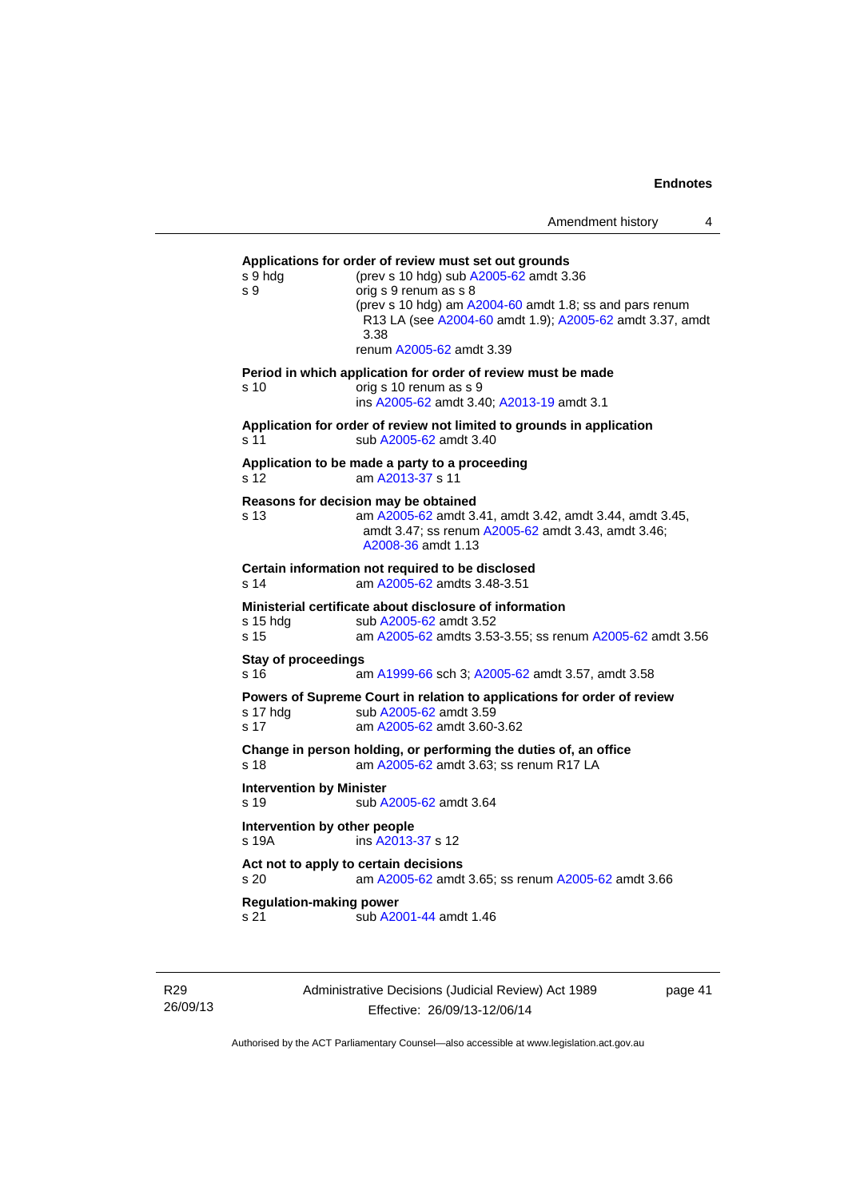**Applications for order of review must set out grounds**

s 9 hdg (prev s 10 hdg) sub A2005-62 amdt 3.36

s 9 orig s 9 renum as s 8
(prev s 10 hdg) am A2004-60 amdt 1.8; ss and pars renum R13 LA (see A2004-60 amdt 1.9); A2005-62 amdt 3.37, amdt 3.38
renum A2005-62 amdt 3.39

**Period in which application for order of review must be made**

s 10 orig s 10 renum as s 9
ins A2005-62 amdt 3.40; A2013-19 amdt 3.1

**Application for order of review not limited to grounds in application**

s 11 sub A2005-62 amdt 3.40

**Application to be made a party to a proceeding**

s 12 am A2013-37 s 11

**Reasons for decision may be obtained**

s 13 am A2005-62 amdt 3.41, amdt 3.42, amdt 3.44, amdt 3.45, amdt 3.47; ss renum A2005-62 amdt 3.43, amdt 3.46; A2008-36 amdt 1.13

**Certain information not required to be disclosed**

s 14 am A2005-62 amdts 3.48-3.51

**Ministerial certificate about disclosure of information**

s 15 hdg sub A2005-62 amdt 3.52

s 15 am A2005-62 amdts 3.53-3.55; ss renum A2005-62 amdt 3.56

**Stay of proceedings**

s 16 am A1999-66 sch 3; A2005-62 amdt 3.57, amdt 3.58

**Powers of Supreme Court in relation to applications for order of review**

s 17 hdg sub A2005-62 amdt 3.59

s 17 am A2005-62 amdt 3.60-3.62

**Change in person holding, or performing the duties of, an office**

s 18 am A2005-62 amdt 3.63; ss renum R17 LA

**Intervention by Minister**

s 19 sub A2005-62 amdt 3.64

**Intervention by other people**

s 19A ins A2013-37 s 12

**Act not to apply to certain decisions**

s 20 am A2005-62 amdt 3.65; ss renum A2005-62 amdt 3.66

**Regulation-making power**

s 21 sub A2001-44 amdt 1.46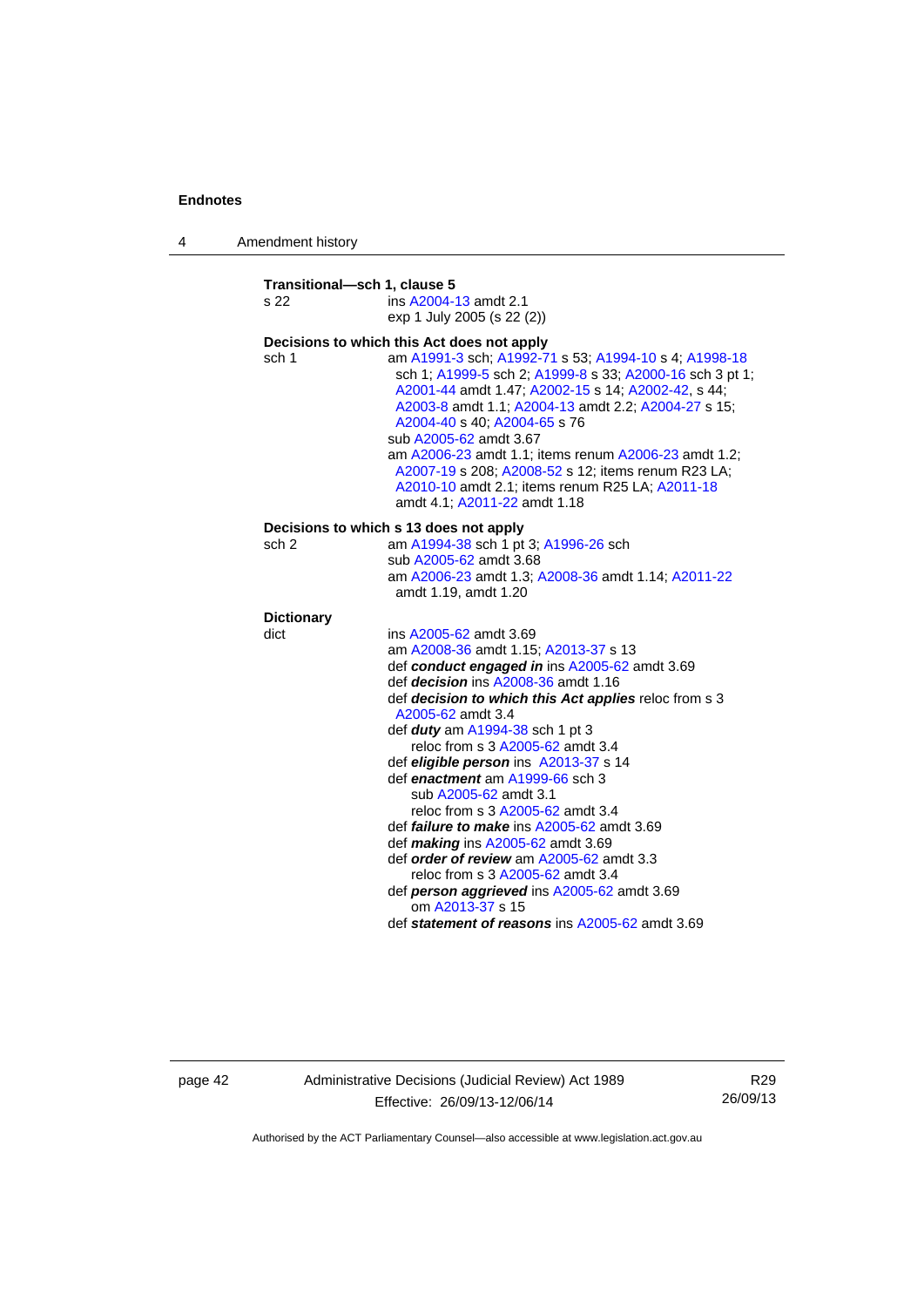**Transitional—sch 1, clause 5**

s 22 ins A2004-13 amdt 2.1
exp 1 July 2005 (s 22 (2))

**Decisions to which this Act does not apply**

sch 1 am A1991-3 sch; A1992-71 s 53; A1994-10 s 4; A1998-18 sch 1; A1999-5 sch 2; A1999-8 s 33; A2000-16 sch 3 pt 1; A2001-44 amdt 1.47; A2002-15 s 14; A2002-42, s 44; A2003-8 amdt 1.1; A2004-13 amdt 2.2; A2004-27 s 15; A2004-40 s 40; A2004-65 s 76
sub A2005-62 amdt 3.67
am A2006-23 amdt 1.1; items renum A2006-23 amdt 1.2; A2007-19 s 208; A2008-52 s 12; items renum R23 LA; A2010-10 amdt 2.1; items renum R25 LA; A2011-18 amdt 4.1; A2011-22 amdt 1.18

**Decisions to which s 13 does not apply**

sch 2 am A1994-38 sch 1 pt 3; A1996-26 sch
sub A2005-62 amdt 3.68
am A2006-23 amdt 1.3; A2008-36 amdt 1.14; A2011-22 amdt 1.19, amdt 1.20

**Dictionary**

dict ins A2005-62 amdt 3.69
am A2008-36 amdt 1.15; A2013-37 s 13
def ***conduct engaged in*** ins A2005-62 amdt 3.69
def ***decision*** ins A2008-36 amdt 1.16
def ***decision to which this Act applies*** reloc from s 3 A2005-62 amdt 3.4
def ***duty*** am A1994-38 sch 1 pt 3
reloc from s 3 A2005-62 amdt 3.4
def ***eligible person*** ins A2013-37 s 14
def ***enactment*** am A1999-66 sch 3
sub A2005-62 amdt 3.1
reloc from s 3 A2005-62 amdt 3.4
def ***failure to make*** ins A2005-62 amdt 3.69
def ***making*** ins A2005-62 amdt 3.69
def ***order of review*** am A2005-62 amdt 3.3
reloc from s 3 A2005-62 amdt 3.4
def ***person aggrieved*** ins A2005-62 amdt 3.69
om A2013-37 s 15
def ***statement of reasons*** ins A2005-62 amdt 3.69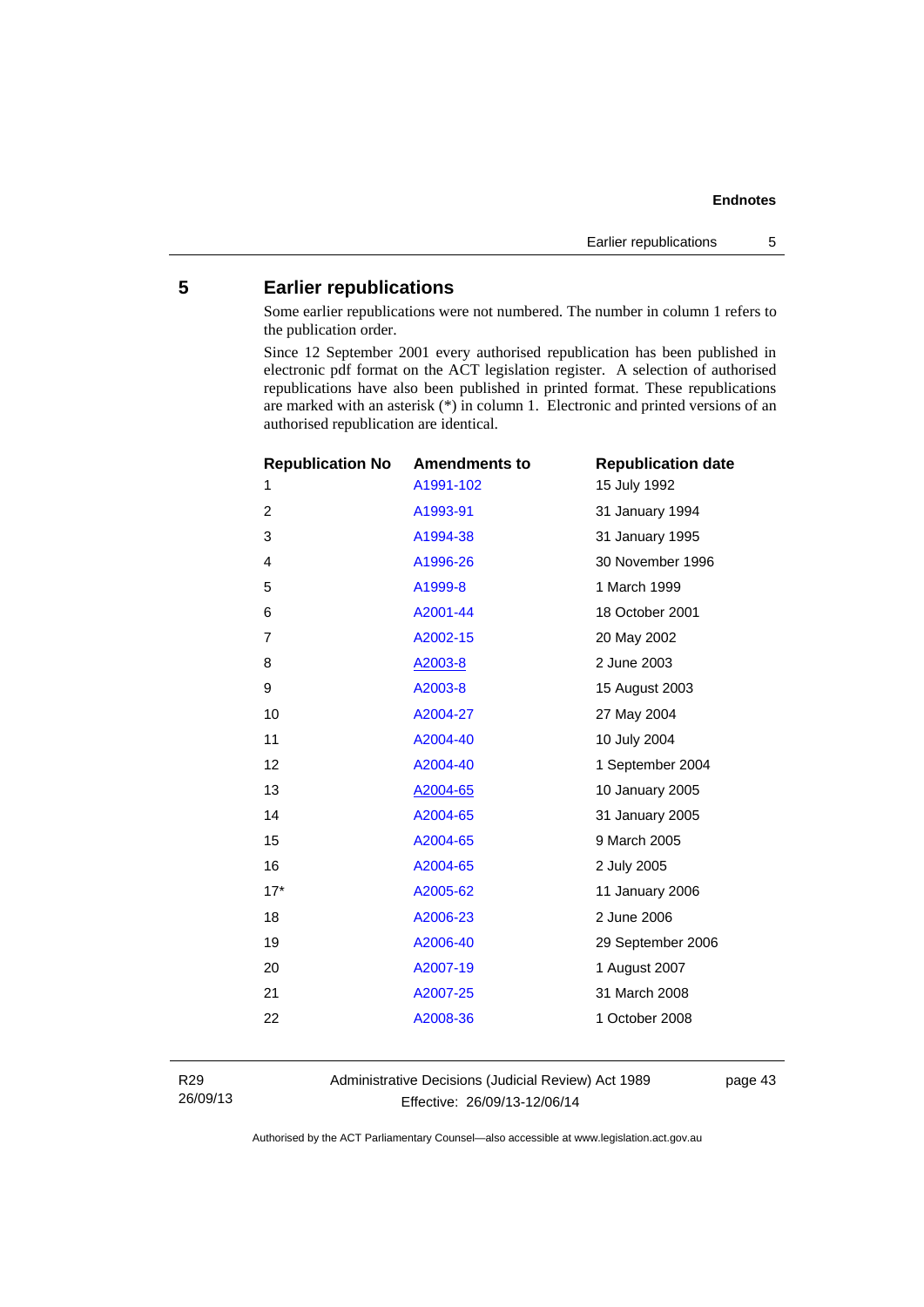## 5 Earlier republications

Some earlier republications were not numbered. The number in column 1 refers to the publication order.

Since 12 September 2001 every authorised republication has been published in electronic pdf format on the ACT legislation register. A selection of authorised republications have also been published in printed format. These republications are marked with an asterisk (*) in column 1. Electronic and printed versions of an authorised republication are identical.

| Republication No | Amendments to | Republication date |
|---|---|---|
| 1 | A1991-102 | 15 July 1992 |
| 2 | A1993-91 | 31 January 1994 |
| 3 | A1994-38 | 31 January 1995 |
| 4 | A1996-26 | 30 November 1996 |
| 5 | A1999-8 | 1 March 1999 |
| 6 | A2001-44 | 18 October 2001 |
| 7 | A2002-15 | 20 May 2002 |
| 8 | A2003-8 | 2 June 2003 |
| 9 | A2003-8 | 15 August 2003 |
| 10 | A2004-27 | 27 May 2004 |
| 11 | A2004-40 | 10 July 2004 |
| 12 | A2004-40 | 1 September 2004 |
| 13 | A2004-65 | 10 January 2005 |
| 14 | A2004-65 | 31 January 2005 |
| 15 | A2004-65 | 9 March 2005 |
| 16 | A2004-65 | 2 July 2005 |
| 17* | A2005-62 | 11 January 2006 |
| 18 | A2006-23 | 2 June 2006 |
| 19 | A2006-40 | 29 September 2006 |
| 20 | A2007-19 | 1 August 2007 |
| 21 | A2007-25 | 31 March 2008 |
| 22 | A2008-36 | 1 October 2008 |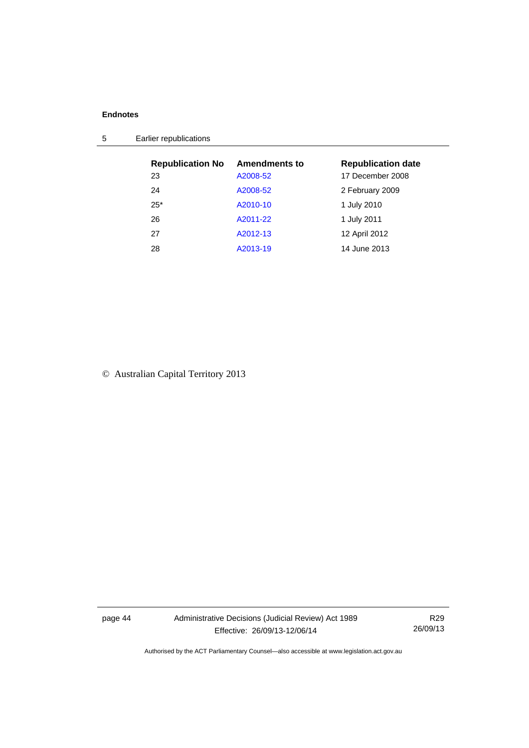## Endnotes

### 5 Earlier republications

| Republication No | Amendments to | Republication date |
|---|---|---|
| 23 | A2008-52 | 17 December 2008 |
| 24 | A2008-52 | 2 February 2009 |
| 25* | A2010-10 | 1 July 2010 |
| 26 | A2011-22 | 1 July 2011 |
| 27 | A2012-13 | 12 April 2012 |
| 28 | A2013-19 | 14 June 2013 |

© Australian Capital Territory 2013